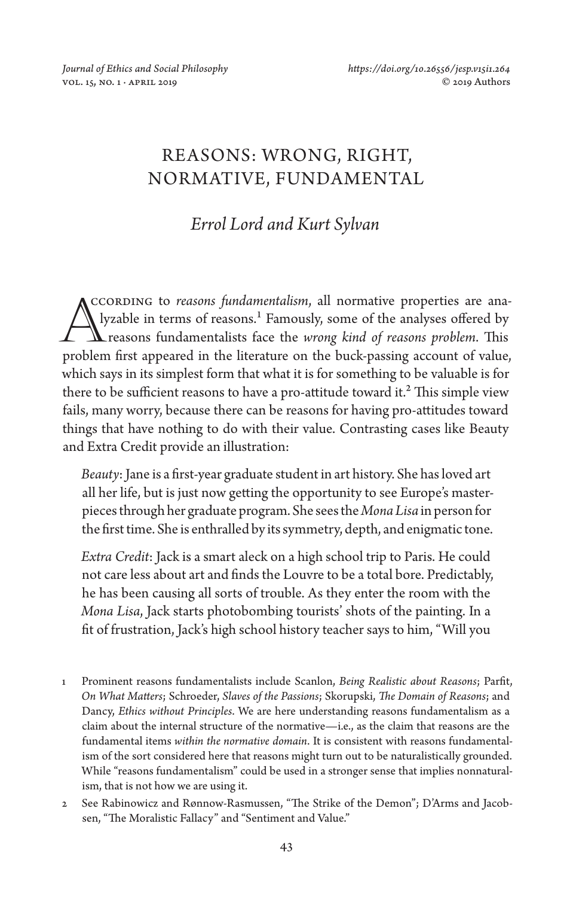# REASONS: WRONG, RIGHT, NORMATIVE, FUNDAMENTAL

*Errol Lord and Kurt Sylvan*

According to *reasons fundamentalism*, all normative properties are analyzable in terms of reasons.[1] Famously, some of the analyses offered by reasons fundamentalists face the *wrong kind of reasons problem*. This problem first appeared in the literature on the buck-passing account of value, which says in its simplest form that what it is for something to be valuable is for there to be sufficient reasons to have a pro-attitude toward it.[2] This simple view fails, many worry, because there can be reasons for having pro-attitudes toward things that have nothing to do with their value. Contrasting cases like Beauty and Extra Credit provide an illustration:

> *Beauty*: Jane is a first-year graduate student in art history. She has loved art all her life, but is just now getting the opportunity to see Europe's masterpieces through her graduate program. She sees the *Mona Lisa* in person for the first time. She is enthralled by its symmetry, depth, and enigmatic tone.

> *Extra Credit*: Jack is a smart aleck on a high school trip to Paris. He could not care less about art and finds the Louvre to be a total bore. Predictably, he has been causing all sorts of trouble. As they enter the room with the *Mona Lisa*, Jack starts photobombing tourists' shots of the painting. In a fit of frustration, Jack's high school history teacher says to him, "Will you

---

1 Prominent reasons fundamentalists include Scanlon, *Being Realistic about Reasons*; Parfit, *On What Matters*; Schroeder, *Slaves of the Passions*; Skorupski, *The Domain of Reasons*; and Dancy, *Ethics without Principles*. We are here understanding reasons fundamentalism as a claim about the internal structure of the normative—i.e., as the claim that reasons are the fundamental items *within the normative domain*. It is consistent with reasons fundamentalism of the sort considered here that reasons might turn out to be naturalistically grounded. While "reasons fundamentalism" could be used in a stronger sense that implies nonnaturalism, that is not how we are using it.

2 See Rabinowicz and Rønnow-Rasmussen, "The Strike of the Demon"; D'Arms and Jacobsen, "The Moralistic Fallacy" and "Sentiment and Value."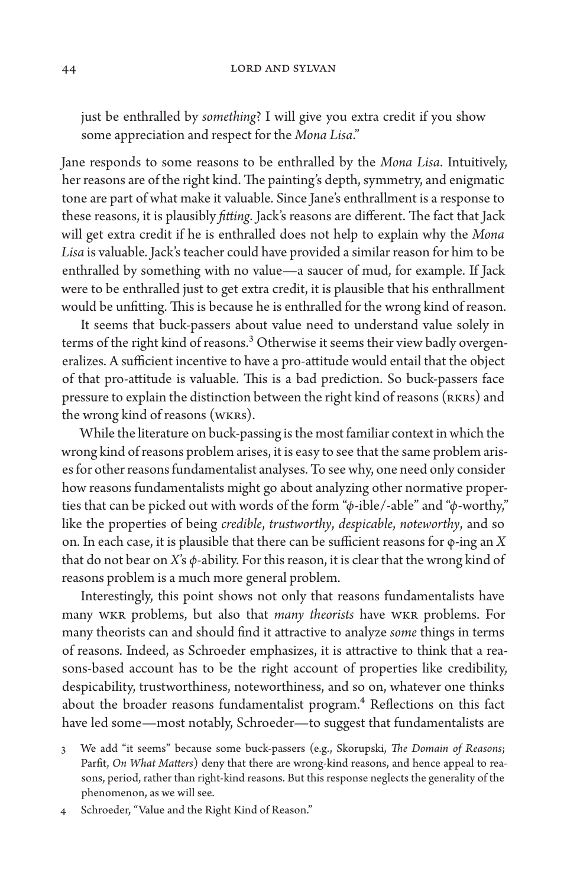just be enthralled by *something*? I will give you extra credit if you show some appreciation and respect for the *Mona Lisa*."

Jane responds to some reasons to be enthralled by the *Mona Lisa*. Intuitively, her reasons are of the right kind. The painting's depth, symmetry, and enigmatic tone are part of what make it valuable. Since Jane's enthrallment is a response to these reasons, it is plausibly *fitting*. Jack's reasons are different. The fact that Jack will get extra credit if he is enthralled does not help to explain why the *Mona Lisa* is valuable. Jack's teacher could have provided a similar reason for him to be enthralled by something with no value—a saucer of mud, for example. If Jack were to be enthralled just to get extra credit, it is plausible that his enthrallment would be unfitting. This is because he is enthralled for the wrong kind of reason.

It seems that buck-passers about value need to understand value solely in terms of the right kind of reasons.[3] Otherwise it seems their view badly overgeneralizes. A sufficient incentive to have a pro-attitude would entail that the object of that pro-attitude is valuable. This is a bad prediction. So buck-passers face pressure to explain the distinction between the right kind of reasons (RKRs) and the wrong kind of reasons (WKRs).

While the literature on buck-passing is the most familiar context in which the wrong kind of reasons problem arises, it is easy to see that the same problem arises for other reasons fundamentalist analyses. To see why, one need only consider how reasons fundamentalists might go about analyzing other normative properties that can be picked out with words of the form "$\phi$-ible/-able" and "$\phi$-worthy," like the properties of being *credible*, *trustworthy*, *despicable*, *noteworthy*, and so on. In each case, it is plausible that there can be sufficient reasons for $\varphi$-ing an $X$ that do not bear on $X$'s $\phi$-ability. For this reason, it is clear that the wrong kind of reasons problem is a much more general problem.

Interestingly, this point shows not only that reasons fundamentalists have many WKR problems, but also that *many theorists* have WKR problems. For many theorists can and should find it attractive to analyze *some* things in terms of reasons. Indeed, as Schroeder emphasizes, it is attractive to think that a reasons-based account has to be the right account of properties like credibility, despicability, trustworthiness, noteworthiness, and so on, whatever one thinks about the broader reasons fundamentalist program.[4] Reflections on this fact have led some—most notably, Schroeder—to suggest that fundamentalists are

3 We add "it seems" because some buck-passers (e.g., Skorupski, *The Domain of Reasons*; Parfit, *On What Matters*) deny that there are wrong-kind reasons, and hence appeal to reasons, period, rather than right-kind reasons. But this response neglects the generality of the phenomenon, as we will see.

4 Schroeder, "Value and the Right Kind of Reason."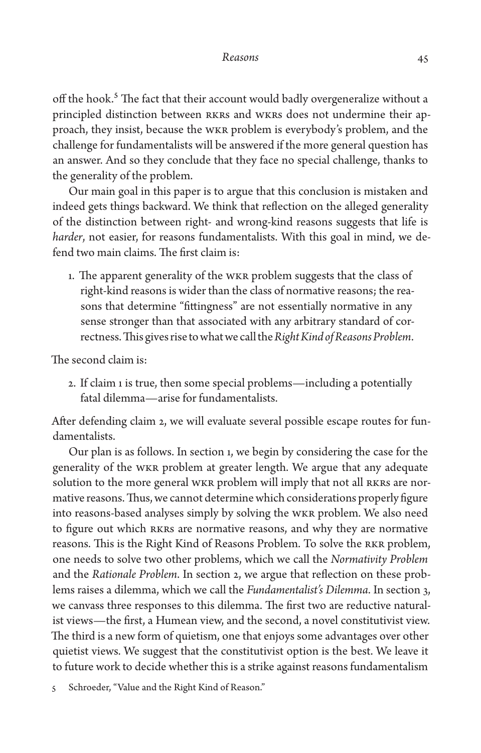off the hook.[5] The fact that their account would badly overgeneralize without a principled distinction between RKRs and WKRs does not undermine their approach, they insist, because the WKR problem is everybody's problem, and the challenge for fundamentalists will be answered if the more general question has an answer. And so they conclude that they face no special challenge, thanks to the generality of the problem.

Our main goal in this paper is to argue that this conclusion is mistaken and indeed gets things backward. We think that reflection on the alleged generality of the distinction between right- and wrong-kind reasons suggests that life is *harder*, not easier, for reasons fundamentalists. With this goal in mind, we defend two main claims. The first claim is:

1. The apparent generality of the WKR problem suggests that the class of right-kind reasons is wider than the class of normative reasons; the reasons that determine "fittingness" are not essentially normative in any sense stronger than that associated with any arbitrary standard of correctness. This gives rise to what we call the *Right Kind of Reasons Problem*.

The second claim is:

2. If claim 1 is true, then some special problems—including a potentially fatal dilemma—arise for fundamentalists.

After defending claim 2, we will evaluate several possible escape routes for fundamentalists.

Our plan is as follows. In section 1, we begin by considering the case for the generality of the WKR problem at greater length. We argue that any adequate solution to the more general WKR problem will imply that not all RKRs are normative reasons. Thus, we cannot determine which considerations properly figure into reasons-based analyses simply by solving the WKR problem. We also need to figure out which RKRs are normative reasons, and why they are normative reasons. This is the Right Kind of Reasons Problem. To solve the RKR problem, one needs to solve two other problems, which we call the *Normativity Problem* and the *Rationale Problem*. In section 2, we argue that reflection on these problems raises a dilemma, which we call the *Fundamentalist's Dilemma*. In section 3, we canvass three responses to this dilemma. The first two are reductive naturalist views—the first, a Humean view, and the second, a novel constitutivist view. The third is a new form of quietism, one that enjoys some advantages over other quietist views. We suggest that the constitutivist option is the best. We leave it to future work to decide whether this is a strike against reasons fundamentalism

5 Schroeder, "Value and the Right Kind of Reason."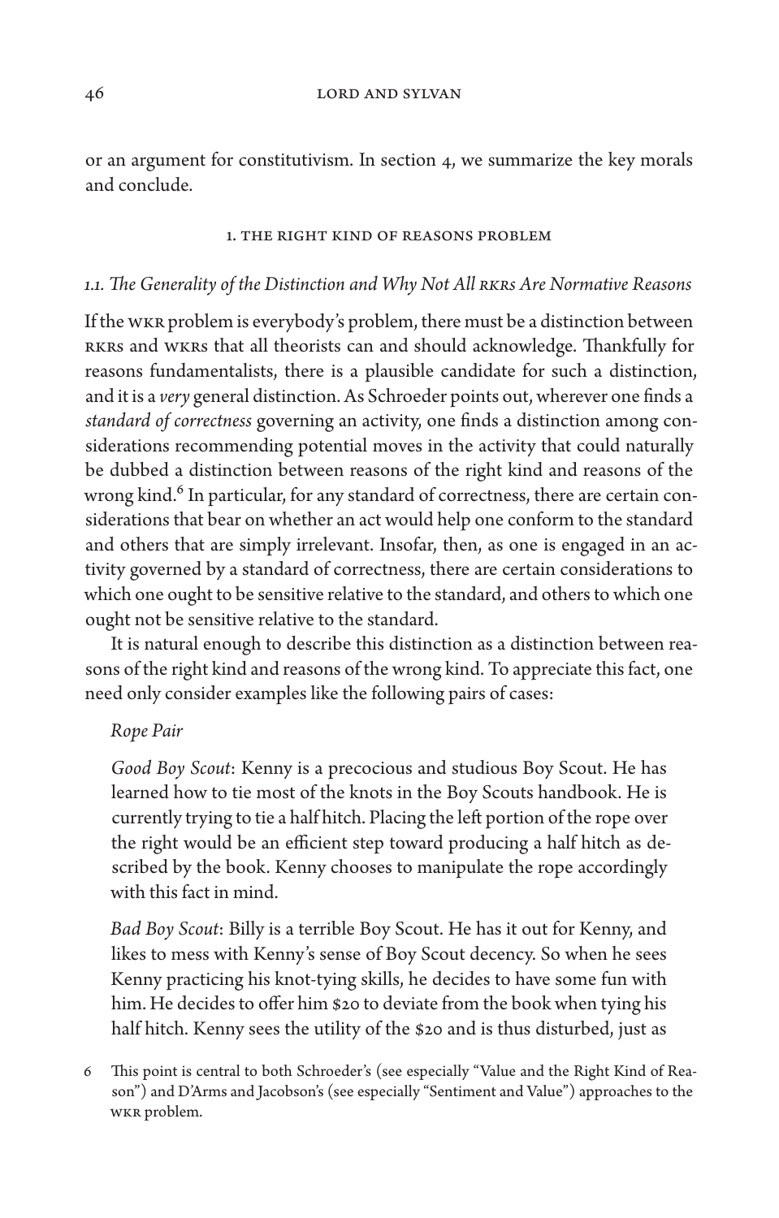or an argument for constitutivism. In section 4, we summarize the key morals and conclude.

## 1. The Right Kind of Reasons Problem

### *1.1. The Generality of the Distinction and Why Not All RKRs Are Normative Reasons*

If the WKR problem is everybody's problem, there must be a distinction between RKRs and WKRs that all theorists can and should acknowledge. Thankfully for reasons fundamentalists, there is a plausible candidate for such a distinction, and it is a *very* general distinction. As Schroeder points out, wherever one finds a *standard of correctness* governing an activity, one finds a distinction among considerations recommending potential moves in the activity that could naturally be dubbed a distinction between reasons of the right kind and reasons of the wrong kind.[6] In particular, for any standard of correctness, there are certain considerations that bear on whether an act would help one conform to the standard and others that are simply irrelevant. Insofar, then, as one is engaged in an activity governed by a standard of correctness, there are certain considerations to which one ought to be sensitive relative to the standard, and others to which one ought not be sensitive relative to the standard.

It is natural enough to describe this distinction as a distinction between reasons of the right kind and reasons of the wrong kind. To appreciate this fact, one need only consider examples like the following pairs of cases:

*Rope Pair*

*Good Boy Scout*: Kenny is a precocious and studious Boy Scout. He has learned how to tie most of the knots in the Boy Scouts handbook. He is currently trying to tie a half hitch. Placing the left portion of the rope over the right would be an efficient step toward producing a half hitch as described by the book. Kenny chooses to manipulate the rope accordingly with this fact in mind.

*Bad Boy Scout*: Billy is a terrible Boy Scout. He has it out for Kenny, and likes to mess with Kenny's sense of Boy Scout decency. So when he sees Kenny practicing his knot-tying skills, he decides to have some fun with him. He decides to offer him $20 to deviate from the book when tying his half hitch. Kenny sees the utility of the $20 and is thus disturbed, just as

6 This point is central to both Schroeder's (see especially "Value and the Right Kind of Reason") and D'Arms and Jacobson's (see especially "Sentiment and Value") approaches to the WKR problem.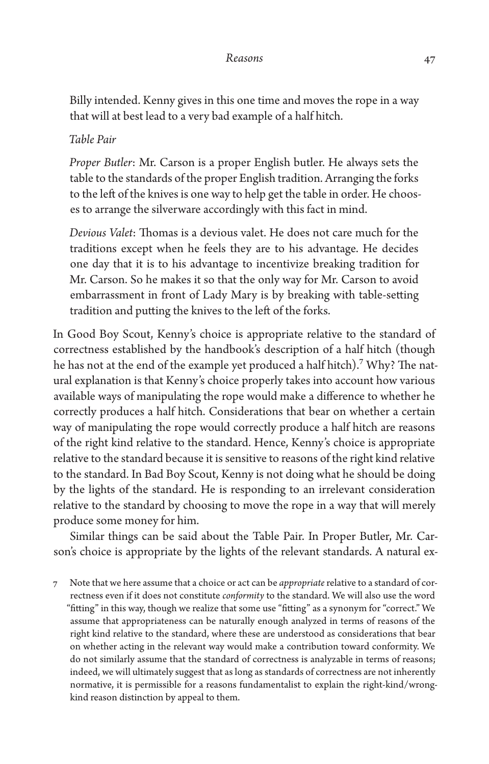Billy intended. Kenny gives in this one time and moves the rope in a way that will at best lead to a very bad example of a half hitch.

*Table Pair*

*Proper Butler*: Mr. Carson is a proper English butler. He always sets the table to the standards of the proper English tradition. Arranging the forks to the left of the knives is one way to help get the table in order. He chooses to arrange the silverware accordingly with this fact in mind.

*Devious Valet*: Thomas is a devious valet. He does not care much for the traditions except when he feels they are to his advantage. He decides one day that it is to his advantage to incentivize breaking tradition for Mr. Carson. So he makes it so that the only way for Mr. Carson to avoid embarrassment in front of Lady Mary is by breaking with table-setting tradition and putting the knives to the left of the forks.

In Good Boy Scout, Kenny's choice is appropriate relative to the standard of correctness established by the handbook's description of a half hitch (though he has not at the end of the example yet produced a half hitch).[7] Why? The natural explanation is that Kenny's choice properly takes into account how various available ways of manipulating the rope would make a difference to whether he correctly produces a half hitch. Considerations that bear on whether a certain way of manipulating the rope would correctly produce a half hitch are reasons of the right kind relative to the standard. Hence, Kenny's choice is appropriate relative to the standard because it is sensitive to reasons of the right kind relative to the standard. In Bad Boy Scout, Kenny is not doing what he should be doing by the lights of the standard. He is responding to an irrelevant consideration relative to the standard by choosing to move the rope in a way that will merely produce some money for him.

Similar things can be said about the Table Pair. In Proper Butler, Mr. Carson's choice is appropriate by the lights of the relevant standards. A natural ex-

[7] Note that we here assume that a choice or act can be *appropriate* relative to a standard of correctness even if it does not constitute *conformity* to the standard. We will also use the word "fitting" in this way, though we realize that some use "fitting" as a synonym for "correct." We assume that appropriateness can be naturally enough analyzed in terms of reasons of the right kind relative to the standard, where these are understood as considerations that bear on whether acting in the relevant way would make a contribution toward conformity. We do not similarly assume that the standard of correctness is analyzable in terms of reasons; indeed, we will ultimately suggest that as long as standards of correctness are not inherently normative, it is permissible for a reasons fundamentalist to explain the right-kind/wrong-kind reason distinction by appeal to them.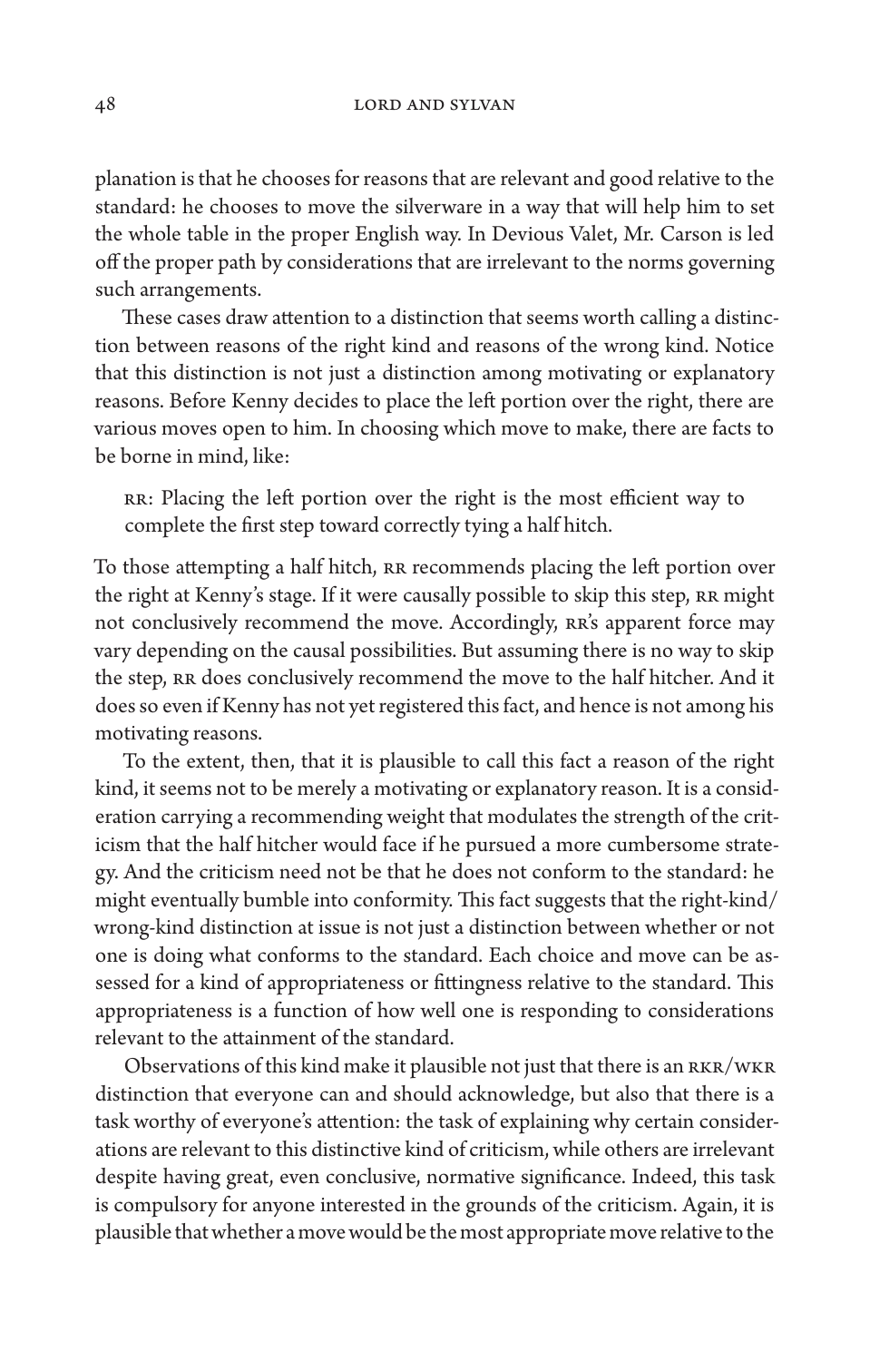planation is that he chooses for reasons that are relevant and good relative to the standard: he chooses to move the silverware in a way that will help him to set the whole table in the proper English way. In Devious Valet, Mr. Carson is led off the proper path by considerations that are irrelevant to the norms governing such arrangements.

These cases draw attention to a distinction that seems worth calling a distinction between reasons of the right kind and reasons of the wrong kind. Notice that this distinction is not just a distinction among motivating or explanatory reasons. Before Kenny decides to place the left portion over the right, there are various moves open to him. In choosing which move to make, there are facts to be borne in mind, like:

> RR: Placing the left portion over the right is the most efficient way to complete the first step toward correctly tying a half hitch.

To those attempting a half hitch, RR recommends placing the left portion over the right at Kenny's stage. If it were causally possible to skip this step, RR might not conclusively recommend the move. Accordingly, RR's apparent force may vary depending on the causal possibilities. But assuming there is no way to skip the step, RR does conclusively recommend the move to the half hitcher. And it does so even if Kenny has not yet registered this fact, and hence is not among his motivating reasons.

To the extent, then, that it is plausible to call this fact a reason of the right kind, it seems not to be merely a motivating or explanatory reason. It is a consideration carrying a recommending weight that modulates the strength of the criticism that the half hitcher would face if he pursued a more cumbersome strategy. And the criticism need not be that he does not conform to the standard: he might eventually bumble into conformity. This fact suggests that the right-kind/wrong-kind distinction at issue is not just a distinction between whether or not one is doing what conforms to the standard. Each choice and move can be assessed for a kind of appropriateness or fittingness relative to the standard. This appropriateness is a function of how well one is responding to considerations relevant to the attainment of the standard.

Observations of this kind make it plausible not just that there is an RKR/WKR distinction that everyone can and should acknowledge, but also that there is a task worthy of everyone's attention: the task of explaining why certain considerations are relevant to this distinctive kind of criticism, while others are irrelevant despite having great, even conclusive, normative significance. Indeed, this task is compulsory for anyone interested in the grounds of the criticism. Again, it is plausible that whether a move would be the most appropriate move relative to the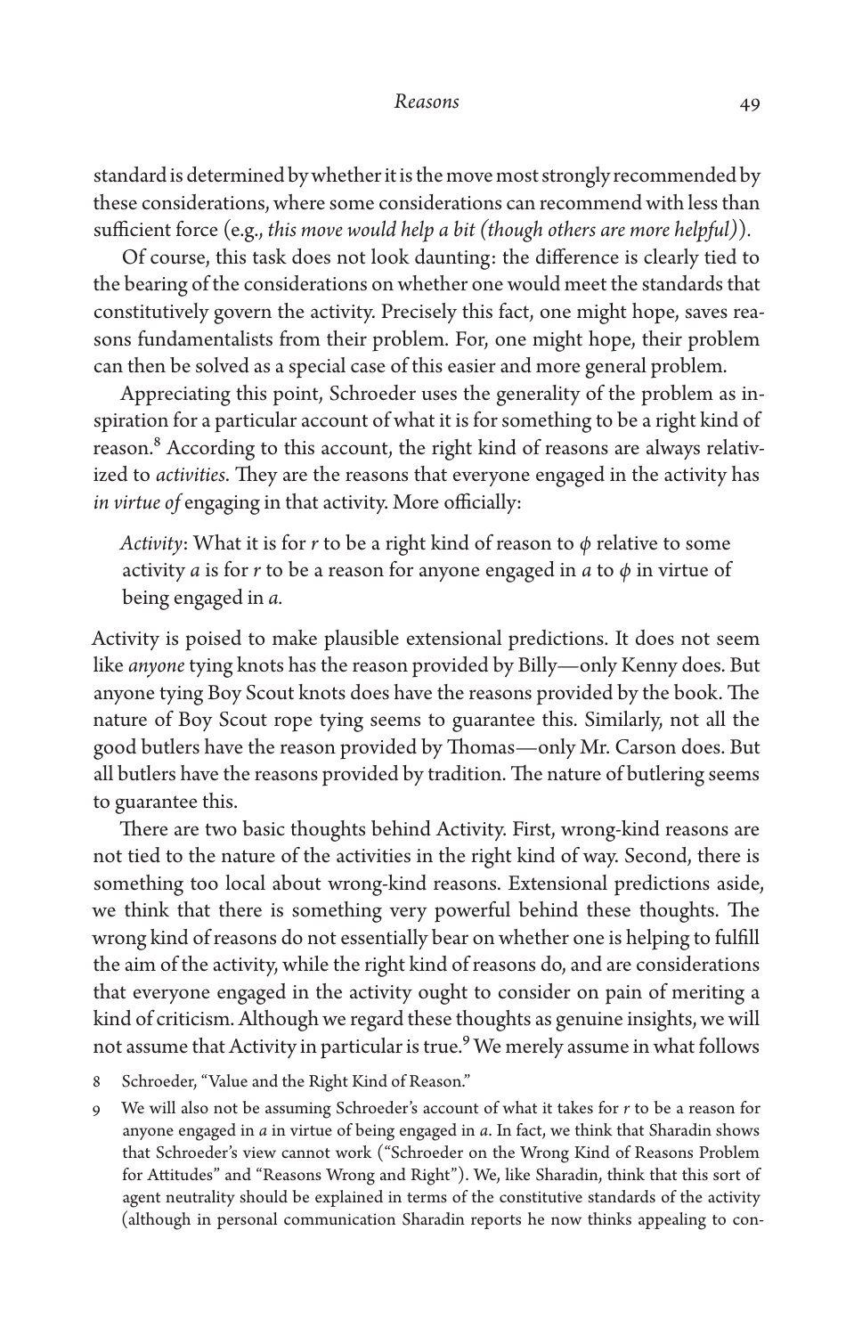standard is determined by whether it is the move most strongly recommended by these considerations, where some considerations can recommend with less than sufficient force (e.g., *this move would help a bit (though others are more helpful)*).

Of course, this task does not look daunting: the difference is clearly tied to the bearing of the considerations on whether one would meet the standards that constitutively govern the activity. Precisely this fact, one might hope, saves reasons fundamentalists from their problem. For, one might hope, their problem can then be solved as a special case of this easier and more general problem.

Appreciating this point, Schroeder uses the generality of the problem as inspiration for a particular account of what it is for something to be a right kind of reason.[8] According to this account, the right kind of reasons are always relativized to *activities*. They are the reasons that everyone engaged in the activity has *in virtue of* engaging in that activity. More officially:

> *Activity*: What it is for $r$ to be a right kind of reason to $\phi$ relative to some activity $a$ is for $r$ to be a reason for anyone engaged in $a$ to $\phi$ in virtue of being engaged in $a$.

Activity is poised to make plausible extensional predictions. It does not seem like *anyone* tying knots has the reason provided by Billy—only Kenny does. But anyone tying Boy Scout knots does have the reasons provided by the book. The nature of Boy Scout rope tying seems to guarantee this. Similarly, not all the good butlers have the reason provided by Thomas—only Mr. Carson does. But all butlers have the reasons provided by tradition. The nature of butlering seems to guarantee this.

There are two basic thoughts behind Activity. First, wrong-kind reasons are not tied to the nature of the activities in the right kind of way. Second, there is something too local about wrong-kind reasons. Extensional predictions aside, we think that there is something very powerful behind these thoughts. The wrong kind of reasons do not essentially bear on whether one is helping to fulfill the aim of the activity, while the right kind of reasons do, and are considerations that everyone engaged in the activity ought to consider on pain of meriting a kind of criticism. Although we regard these thoughts as genuine insights, we will not assume that Activity in particular is true.[9] We merely assume in what follows

8 Schroeder, "Value and the Right Kind of Reason."

9 We will also not be assuming Schroeder's account of what it takes for $r$ to be a reason for anyone engaged in $a$ in virtue of being engaged in $a$. In fact, we think that Sharadin shows that Schroeder's view cannot work ("Schroeder on the Wrong Kind of Reasons Problem for Attitudes" and "Reasons Wrong and Right"). We, like Sharadin, think that this sort of agent neutrality should be explained in terms of the constitutive standards of the activity (although in personal communication Sharadin reports he now thinks appealing to con-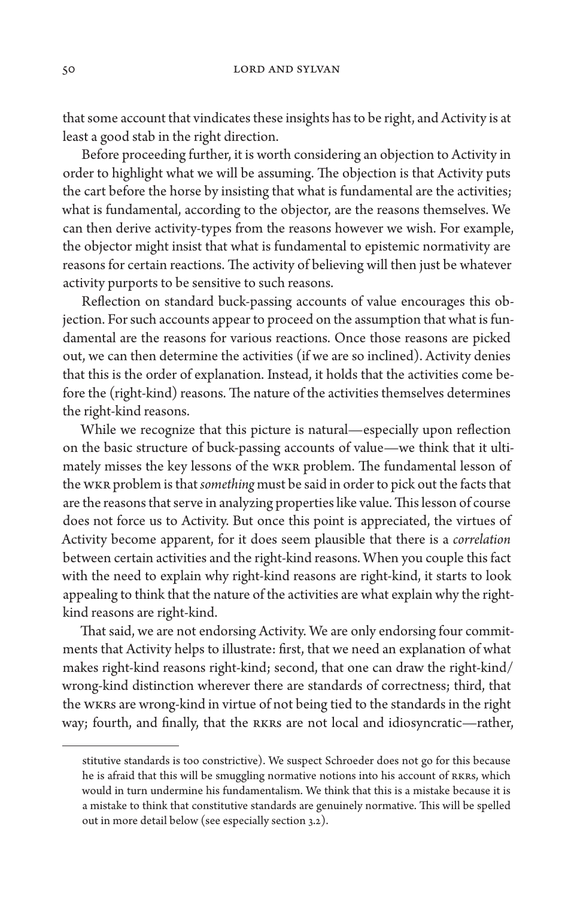that some account that vindicates these insights has to be right, and Activity is at least a good stab in the right direction.

Before proceeding further, it is worth considering an objection to Activity in order to highlight what we will be assuming. The objection is that Activity puts the cart before the horse by insisting that what is fundamental are the activities; what is fundamental, according to the objector, are the reasons themselves. We can then derive activity-types from the reasons however we wish. For example, the objector might insist that what is fundamental to epistemic normativity are reasons for certain reactions. The activity of believing will then just be whatever activity purports to be sensitive to such reasons.

Reflection on standard buck-passing accounts of value encourages this objection. For such accounts appear to proceed on the assumption that what is fundamental are the reasons for various reactions. Once those reasons are picked out, we can then determine the activities (if we are so inclined). Activity denies that this is the order of explanation. Instead, it holds that the activities come before the (right-kind) reasons. The nature of the activities themselves determines the right-kind reasons.

While we recognize that this picture is natural—especially upon reflection on the basic structure of buck-passing accounts of value—we think that it ultimately misses the key lessons of the WKR problem. The fundamental lesson of the WKR problem is that *something* must be said in order to pick out the facts that are the reasons that serve in analyzing properties like value. This lesson of course does not force us to Activity. But once this point is appreciated, the virtues of Activity become apparent, for it does seem plausible that there is a *correlation* between certain activities and the right-kind reasons. When you couple this fact with the need to explain why right-kind reasons are right-kind, it starts to look appealing to think that the nature of the activities are what explain why the right-kind reasons are right-kind.

That said, we are not endorsing Activity. We are only endorsing four commitments that Activity helps to illustrate: first, that we need an explanation of what makes right-kind reasons right-kind; second, that one can draw the right-kind/wrong-kind distinction wherever there are standards of correctness; third, that the WKRs are wrong-kind in virtue of not being tied to the standards in the right way; fourth, and finally, that the RKRs are not local and idiosyncratic—rather,

---

stitutive standards is too constrictive). We suspect Schroeder does not go for this because he is afraid that this will be smuggling normative notions into his account of RKRs, which would in turn undermine his fundamentalism. We think that this is a mistake because it is a mistake to think that constitutive standards are genuinely normative. This will be spelled out in more detail below (see especially section 3.2).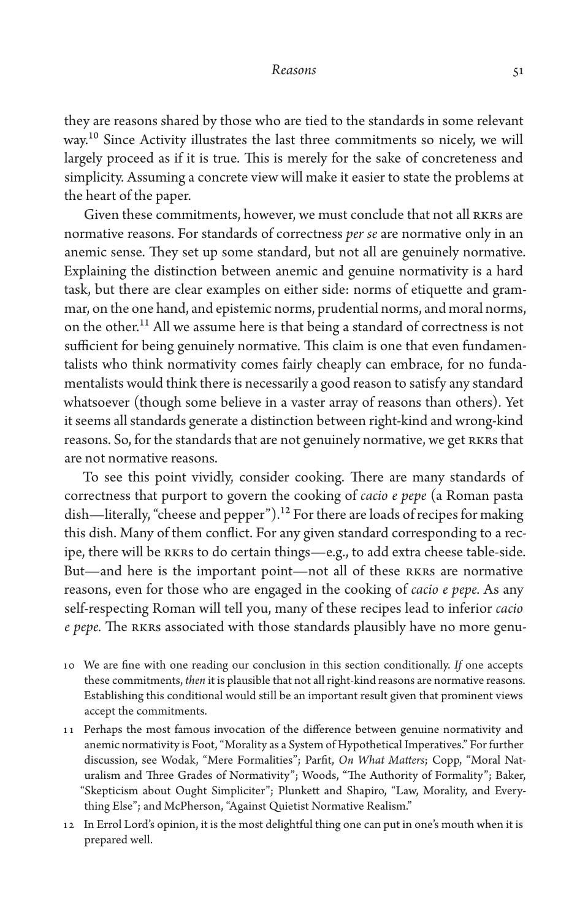they are reasons shared by those who are tied to the standards in some relevant way.[10] Since Activity illustrates the last three commitments so nicely, we will largely proceed as if it is true. This is merely for the sake of concreteness and simplicity. Assuming a concrete view will make it easier to state the problems at the heart of the paper.

Given these commitments, however, we must conclude that not all RKRs are normative reasons. For standards of correctness *per se* are normative only in an anemic sense. They set up some standard, but not all are genuinely normative. Explaining the distinction between anemic and genuine normativity is a hard task, but there are clear examples on either side: norms of etiquette and grammar, on the one hand, and epistemic norms, prudential norms, and moral norms, on the other.[11] All we assume here is that being a standard of correctness is not sufficient for being genuinely normative. This claim is one that even fundamentalists who think normativity comes fairly cheaply can embrace, for no fundamentalists would think there is necessarily a good reason to satisfy any standard whatsoever (though some believe in a vaster array of reasons than others). Yet it seems all standards generate a distinction between right-kind and wrong-kind reasons. So, for the standards that are not genuinely normative, we get RKRs that are not normative reasons.

To see this point vividly, consider cooking. There are many standards of correctness that purport to govern the cooking of *cacio e pepe* (a Roman pasta dish—literally, "cheese and pepper").[12] For there are loads of recipes for making this dish. Many of them conflict. For any given standard corresponding to a recipe, there will be RKRs to do certain things—e.g., to add extra cheese table-side. But—and here is the important point—not all of these RKRs are normative reasons, even for those who are engaged in the cooking of *cacio e pepe*. As any self-respecting Roman will tell you, many of these recipes lead to inferior *cacio e pepe*. The RKRs associated with those standards plausibly have no more genu-

10 We are fine with one reading our conclusion in this section conditionally. *If* one accepts these commitments, *then* it is plausible that not all right-kind reasons are normative reasons. Establishing this conditional would still be an important result given that prominent views accept the commitments.

11 Perhaps the most famous invocation of the difference between genuine normativity and anemic normativity is Foot, "Morality as a System of Hypothetical Imperatives." For further discussion, see Wodak, "Mere Formalities"; Parfit, *On What Matters*; Copp, "Moral Naturalism and Three Grades of Normativity"; Woods, "The Authority of Formality"; Baker, "Skepticism about Ought Simpliciter"; Plunkett and Shapiro, "Law, Morality, and Everything Else"; and McPherson, "Against Quietist Normative Realism."

12 In Errol Lord's opinion, it is the most delightful thing one can put in one's mouth when it is prepared well.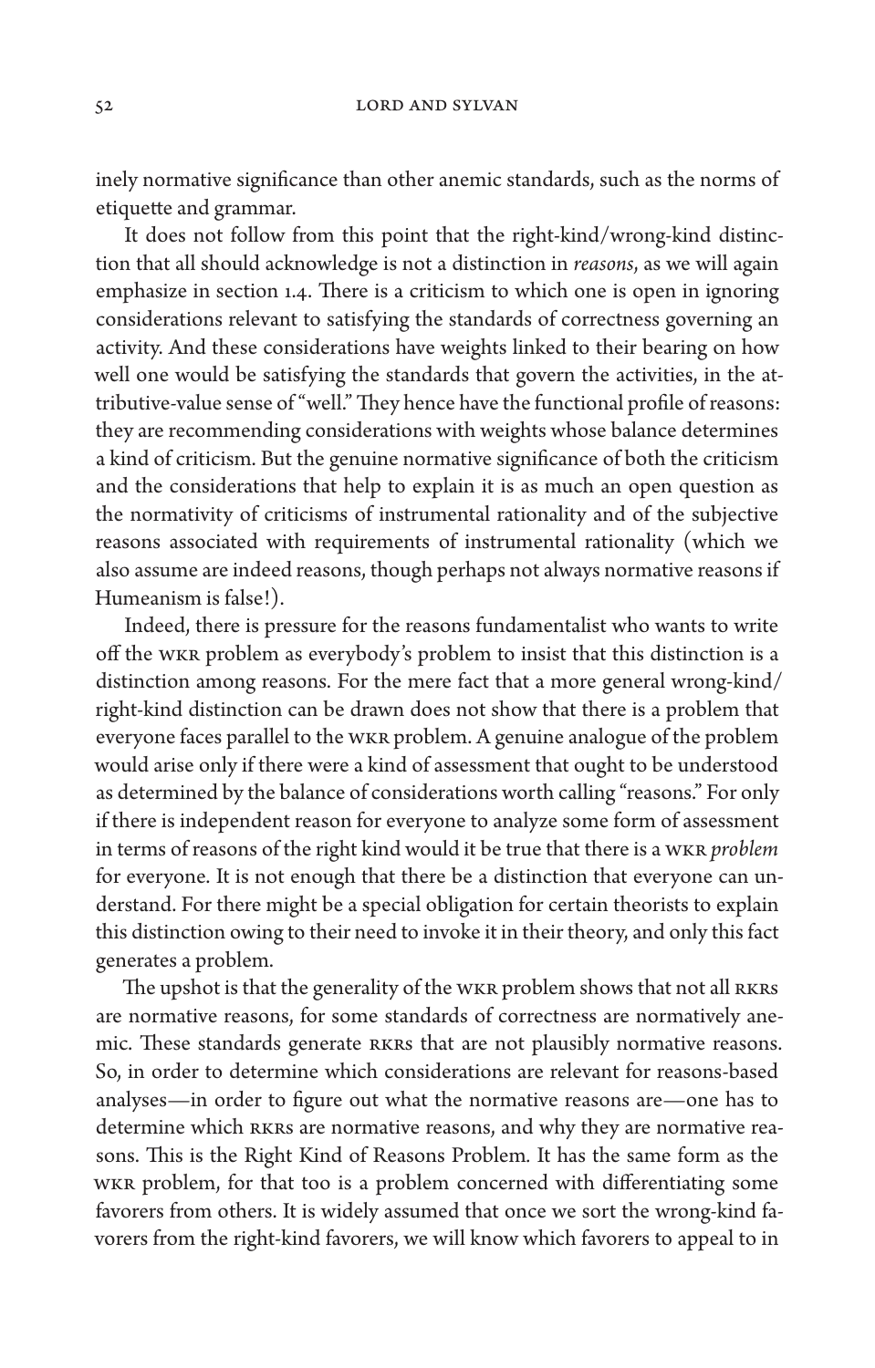inely normative significance than other anemic standards, such as the norms of etiquette and grammar.

It does not follow from this point that the right-kind/wrong-kind distinction that all should acknowledge is not a distinction in *reasons*, as we will again emphasize in section 1.4. There is a criticism to which one is open in ignoring considerations relevant to satisfying the standards of correctness governing an activity. And these considerations have weights linked to their bearing on how well one would be satisfying the standards that govern the activities, in the attributive-value sense of "well." They hence have the functional profile of reasons: they are recommending considerations with weights whose balance determines a kind of criticism. But the genuine normative significance of both the criticism and the considerations that help to explain it is as much an open question as the normativity of criticisms of instrumental rationality and of the subjective reasons associated with requirements of instrumental rationality (which we also assume are indeed reasons, though perhaps not always normative reasons if Humeanism is false!).

Indeed, there is pressure for the reasons fundamentalist who wants to write off the WKR problem as everybody's problem to insist that this distinction is a distinction among reasons. For the mere fact that a more general wrong-kind/right-kind distinction can be drawn does not show that there is a problem that everyone faces parallel to the WKR problem. A genuine analogue of the problem would arise only if there were a kind of assessment that ought to be understood as determined by the balance of considerations worth calling "reasons." For only if there is independent reason for everyone to analyze some form of assessment in terms of reasons of the right kind would it be true that there is a WKR *problem* for everyone. It is not enough that there be a distinction that everyone can understand. For there might be a special obligation for certain theorists to explain this distinction owing to their need to invoke it in their theory, and only this fact generates a problem.

The upshot is that the generality of the WKR problem shows that not all RKRs are normative reasons, for some standards of correctness are normatively anemic. These standards generate RKRs that are not plausibly normative reasons. So, in order to determine which considerations are relevant for reasons-based analyses—in order to figure out what the normative reasons are—one has to determine which RKRs are normative reasons, and why they are normative reasons. This is the Right Kind of Reasons Problem. It has the same form as the WKR problem, for that too is a problem concerned with differentiating some favorers from others. It is widely assumed that once we sort the wrong-kind favorers from the right-kind favorers, we will know which favorers to appeal to in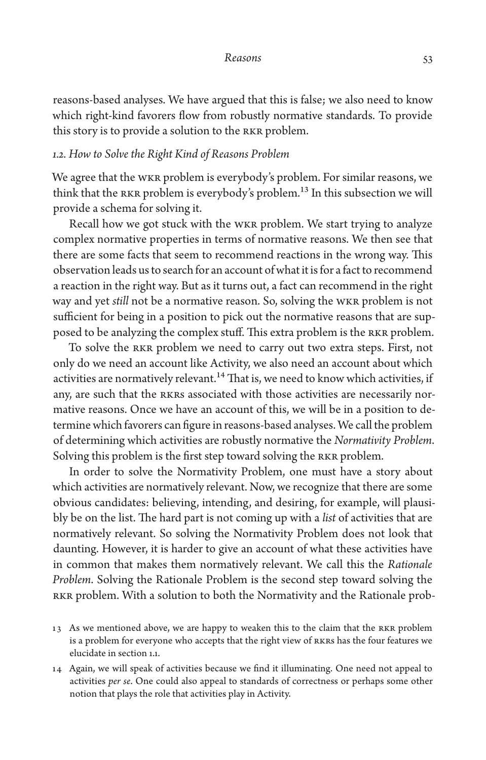reasons-based analyses. We have argued that this is false; we also need to know which right-kind favorers flow from robustly normative standards. To provide this story is to provide a solution to the RKR problem.

### *1.2. How to Solve the Right Kind of Reasons Problem*

We agree that the WKR problem is everybody's problem. For similar reasons, we think that the RKR problem is everybody's problem.[13] In this subsection we will provide a schema for solving it.

Recall how we got stuck with the WKR problem. We start trying to analyze complex normative properties in terms of normative reasons. We then see that there are some facts that seem to recommend reactions in the wrong way. This observation leads us to search for an account of what it is for a fact to recommend a reaction in the right way. But as it turns out, a fact can recommend in the right way and yet *still* not be a normative reason. So, solving the WKR problem is not sufficient for being in a position to pick out the normative reasons that are supposed to be analyzing the complex stuff. This extra problem is the RKR problem.

To solve the RKR problem we need to carry out two extra steps. First, not only do we need an account like Activity, we also need an account about which activities are normatively relevant.[14] That is, we need to know which activities, if any, are such that the RKRs associated with those activities are necessarily normative reasons. Once we have an account of this, we will be in a position to determine which favorers can figure in reasons-based analyses. We call the problem of determining which activities are robustly normative the *Normativity Problem*. Solving this problem is the first step toward solving the RKR problem.

In order to solve the Normativity Problem, one must have a story about which activities are normatively relevant. Now, we recognize that there are some obvious candidates: believing, intending, and desiring, for example, will plausibly be on the list. The hard part is not coming up with a *list* of activities that are normatively relevant. So solving the Normativity Problem does not look that daunting. However, it is harder to give an account of what these activities have in common that makes them normatively relevant. We call this the *Rationale Problem*. Solving the Rationale Problem is the second step toward solving the RKR problem. With a solution to both the Normativity and the Rationale prob-

13 As we mentioned above, we are happy to weaken this to the claim that the RKR problem is a problem for everyone who accepts that the right view of RKRs has the four features we elucidate in section 1.1.

14 Again, we will speak of activities because we find it illuminating. One need not appeal to activities *per se*. One could also appeal to standards of correctness or perhaps some other notion that plays the role that activities play in Activity.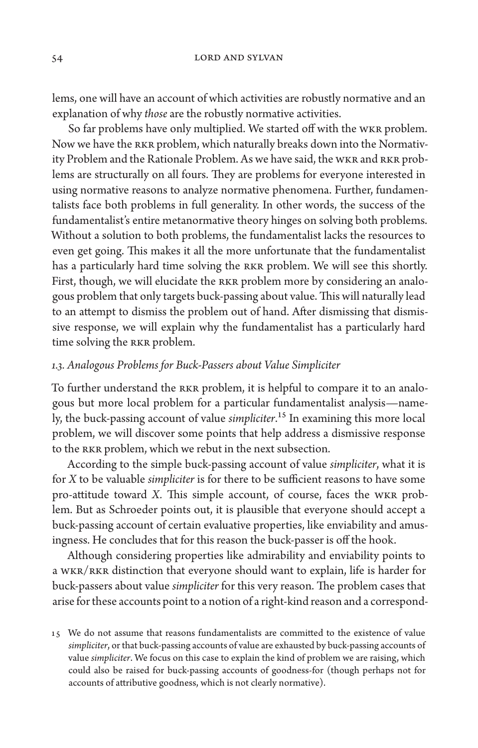lems, one will have an account of which activities are robustly normative and an explanation of why *those* are the robustly normative activities.

So far problems have only multiplied. We started off with the WKR problem. Now we have the RKR problem, which naturally breaks down into the Normativity Problem and the Rationale Problem. As we have said, the WKR and RKR problems are structurally on all fours. They are problems for everyone interested in using normative reasons to analyze normative phenomena. Further, fundamentalists face both problems in full generality. In other words, the success of the fundamentalist's entire metanormative theory hinges on solving both problems. Without a solution to both problems, the fundamentalist lacks the resources to even get going. This makes it all the more unfortunate that the fundamentalist has a particularly hard time solving the RKR problem. We will see this shortly. First, though, we will elucidate the RKR problem more by considering an analogous problem that only targets buck-passing about value. This will naturally lead to an attempt to dismiss the problem out of hand. After dismissing that dismissive response, we will explain why the fundamentalist has a particularly hard time solving the RKR problem.

### *1.3. Analogous Problems for Buck-Passers about Value Simpliciter*

To further understand the RKR problem, it is helpful to compare it to an analogous but more local problem for a particular fundamentalist analysis—namely, the buck-passing account of value *simpliciter*.[15] In examining this more local problem, we will discover some points that help address a dismissive response to the RKR problem, which we rebut in the next subsection.

According to the simple buck-passing account of value *simpliciter*, what it is for *X* to be valuable *simpliciter* is for there to be sufficient reasons to have some pro-attitude toward *X*. This simple account, of course, faces the WKR problem. But as Schroeder points out, it is plausible that everyone should accept a buck-passing account of certain evaluative properties, like enviability and amusingness. He concludes that for this reason the buck-passer is off the hook.

Although considering properties like admirability and enviability points to a WKR/RKR distinction that everyone should want to explain, life is harder for buck-passers about value *simpliciter* for this very reason. The problem cases that arise for these accounts point to a notion of a right-kind reason and a correspond-

15 We do not assume that reasons fundamentalists are committed to the existence of value *simpliciter*, or that buck-passing accounts of value are exhausted by buck-passing accounts of value *simpliciter*. We focus on this case to explain the kind of problem we are raising, which could also be raised for buck-passing accounts of goodness-for (though perhaps not for accounts of attributive goodness, which is not clearly normative).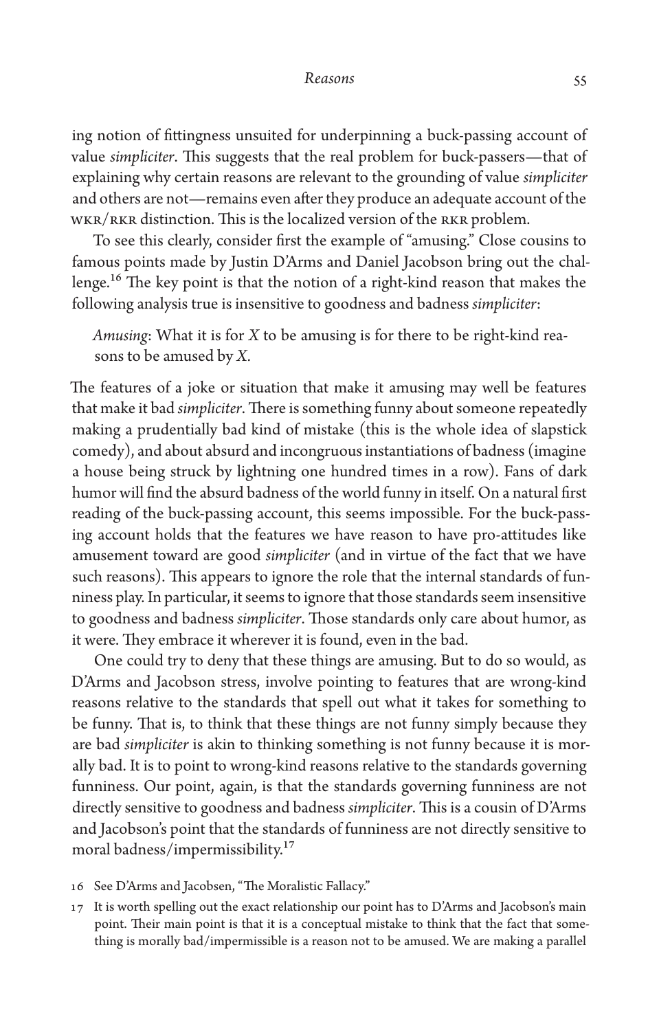ing notion of fittingness unsuited for underpinning a buck-passing account of value *simpliciter*. This suggests that the real problem for buck-passers—that of explaining why certain reasons are relevant to the grounding of value *simpliciter* and others are not—remains even after they produce an adequate account of the WKR/RKR distinction. This is the localized version of the RKR problem.

To see this clearly, consider first the example of "amusing." Close cousins to famous points made by Justin D'Arms and Daniel Jacobson bring out the challenge.[16] The key point is that the notion of a right-kind reason that makes the following analysis true is insensitive to goodness and badness *simpliciter*:

> *Amusing*: What it is for *X* to be amusing is for there to be right-kind reasons to be amused by *X*.

The features of a joke or situation that make it amusing may well be features that make it bad *simpliciter*. There is something funny about someone repeatedly making a prudentially bad kind of mistake (this is the whole idea of slapstick comedy), and about absurd and incongruous instantiations of badness (imagine a house being struck by lightning one hundred times in a row). Fans of dark humor will find the absurd badness of the world funny in itself. On a natural first reading of the buck-passing account, this seems impossible. For the buck-passing account holds that the features we have reason to have pro-attitudes like amusement toward are good *simpliciter* (and in virtue of the fact that we have such reasons). This appears to ignore the role that the internal standards of funniness play. In particular, it seems to ignore that those standards seem insensitive to goodness and badness *simpliciter*. Those standards only care about humor, as it were. They embrace it wherever it is found, even in the bad.

One could try to deny that these things are amusing. But to do so would, as D'Arms and Jacobson stress, involve pointing to features that are wrong-kind reasons relative to the standards that spell out what it takes for something to be funny. That is, to think that these things are not funny simply because they are bad *simpliciter* is akin to thinking something is not funny because it is morally bad. It is to point to wrong-kind reasons relative to the standards governing funniness. Our point, again, is that the standards governing funniness are not directly sensitive to goodness and badness *simpliciter*. This is a cousin of D'Arms and Jacobson's point that the standards of funniness are not directly sensitive to moral badness/impermissibility.[17]

16 See D'Arms and Jacobsen, "The Moralistic Fallacy."

17 It is worth spelling out the exact relationship our point has to D'Arms and Jacobson's main point. Their main point is that it is a conceptual mistake to think that the fact that something is morally bad/impermissible is a reason not to be amused. We are making a parallel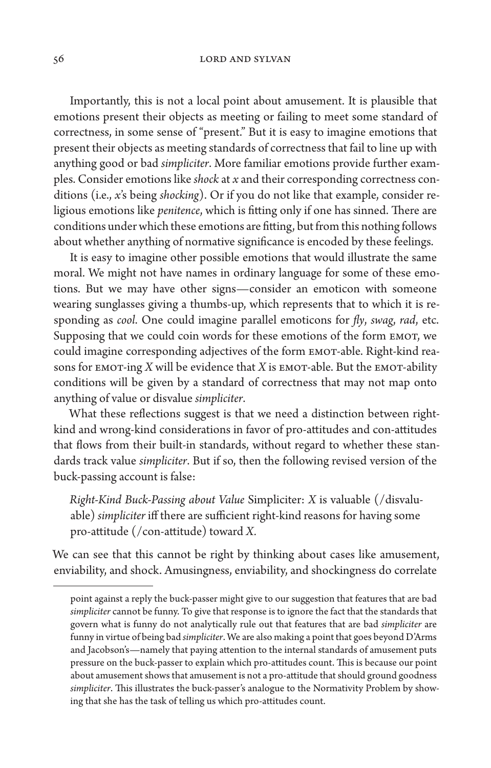Importantly, this is not a local point about amusement. It is plausible that emotions present their objects as meeting or failing to meet some standard of correctness, in some sense of "present." But it is easy to imagine emotions that present their objects as meeting standards of correctness that fail to line up with anything good or bad *simpliciter*. More familiar emotions provide further examples. Consider emotions like *shock* at *x* and their corresponding correctness conditions (i.e., *x*'s being *shocking*). Or if you do not like that example, consider religious emotions like *penitence*, which is fitting only if one has sinned. There are conditions under which these emotions are fitting, but from this nothing follows about whether anything of normative significance is encoded by these feelings.

It is easy to imagine other possible emotions that would illustrate the same moral. We might not have names in ordinary language for some of these emotions. But we may have other signs—consider an emoticon with someone wearing sunglasses giving a thumbs-up, which represents that to which it is responding as *cool*. One could imagine parallel emoticons for *fly*, *swag*, *rad*, etc. Supposing that we could coin words for these emotions of the form EMOT, we could imagine corresponding adjectives of the form EMOT-able. Right-kind reasons for EMOT-ing *X* will be evidence that *X* is EMOT-able. But the EMOT-ability conditions will be given by a standard of correctness that may not map onto anything of value or disvalue *simpliciter*.

What these reflections suggest is that we need a distinction between right-kind and wrong-kind considerations in favor of pro-attitudes and con-attitudes that flows from their built-in standards, without regard to whether these standards track value *simpliciter*. But if so, then the following revised version of the buck-passing account is false:

> *Right-Kind Buck-Passing about Value* Simpliciter: *X* is valuable (/disvaluable) *simpliciter* iff there are sufficient right-kind reasons for having some pro-attitude (/con-attitude) toward *X*.

We can see that this cannot be right by thinking about cases like amusement, enviability, and shock. Amusingness, enviability, and shockingness do correlate

---

point against a reply the buck-passer might give to our suggestion that features that are bad *simpliciter* cannot be funny. To give that response is to ignore the fact that the standards that govern what is funny do not analytically rule out that features that are bad *simpliciter* are funny in virtue of being bad *simpliciter*. We are also making a point that goes beyond D'Arms and Jacobson's—namely that paying attention to the internal standards of amusement puts pressure on the buck-passer to explain which pro-attitudes count. This is because our point about amusement shows that amusement is not a pro-attitude that should ground goodness *simpliciter*. This illustrates the buck-passer's analogue to the Normativity Problem by showing that she has the task of telling us which pro-attitudes count.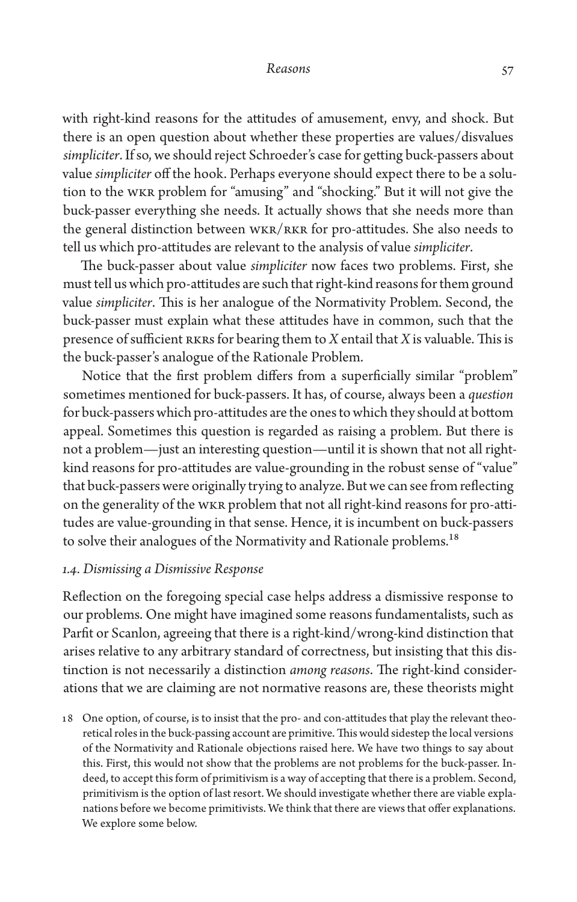with right-kind reasons for the attitudes of amusement, envy, and shock. But there is an open question about whether these properties are values/disvalues *simpliciter*. If so, we should reject Schroeder's case for getting buck-passers about value *simpliciter* off the hook. Perhaps everyone should expect there to be a solution to the WKR problem for "amusing" and "shocking." But it will not give the buck-passer everything she needs. It actually shows that she needs more than the general distinction between WKR/RKR for pro-attitudes. She also needs to tell us which pro-attitudes are relevant to the analysis of value *simpliciter*.

The buck-passer about value *simpliciter* now faces two problems. First, she must tell us which pro-attitudes are such that right-kind reasons for them ground value *simpliciter*. This is her analogue of the Normativity Problem. Second, the buck-passer must explain what these attitudes have in common, such that the presence of sufficient RKRs for bearing them to *X* entail that *X* is valuable. This is the buck-passer's analogue of the Rationale Problem.

Notice that the first problem differs from a superficially similar "problem" sometimes mentioned for buck-passers. It has, of course, always been a *question* for buck-passers which pro-attitudes are the ones to which they should at bottom appeal. Sometimes this question is regarded as raising a problem. But there is not a problem—just an interesting question—until it is shown that not all right-kind reasons for pro-attitudes are value-grounding in the robust sense of "value" that buck-passers were originally trying to analyze. But we can see from reflecting on the generality of the WKR problem that not all right-kind reasons for pro-attitudes are value-grounding in that sense. Hence, it is incumbent on buck-passers to solve their analogues of the Normativity and Rationale problems.[18]

### *1.4. Dismissing a Dismissive Response*

Reflection on the foregoing special case helps address a dismissive response to our problems. One might have imagined some reasons fundamentalists, such as Parfit or Scanlon, agreeing that there is a right-kind/wrong-kind distinction that arises relative to any arbitrary standard of correctness, but insisting that this distinction is not necessarily a distinction *among reasons*. The right-kind considerations that we are claiming are not normative reasons are, these theorists might

18 One option, of course, is to insist that the pro- and con-attitudes that play the relevant theoretical roles in the buck-passing account are primitive. This would sidestep the local versions of the Normativity and Rationale objections raised here. We have two things to say about this. First, this would not show that the problems are not problems for the buck-passer. Indeed, to accept this form of primitivism is a way of accepting that there is a problem. Second, primitivism is the option of last resort. We should investigate whether there are viable explanations before we become primitivists. We think that there are views that offer explanations. We explore some below.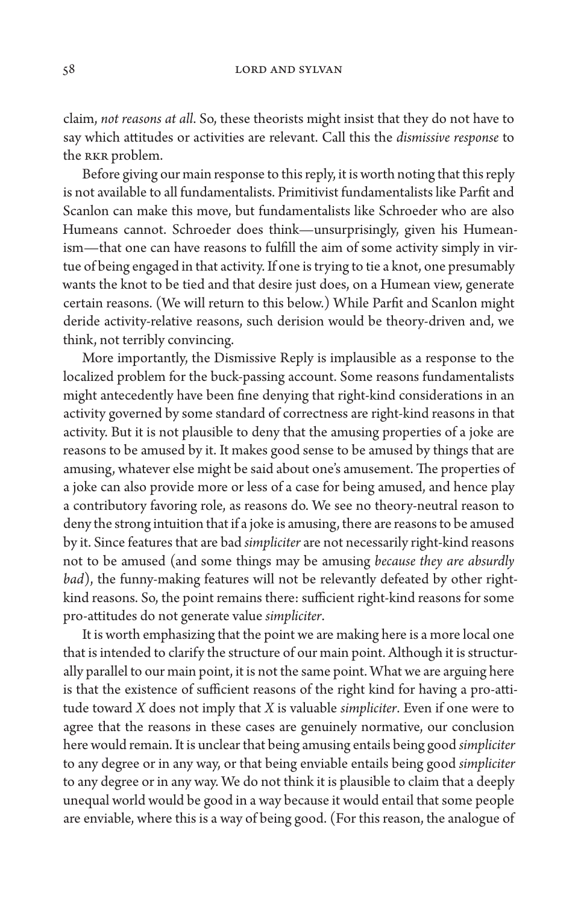claim, *not reasons at all*. So, these theorists might insist that they do not have to say which attitudes or activities are relevant. Call this the *dismissive response* to the RKR problem.

Before giving our main response to this reply, it is worth noting that this reply is not available to all fundamentalists. Primitivist fundamentalists like Parfit and Scanlon can make this move, but fundamentalists like Schroeder who are also Humeans cannot. Schroeder does think—unsurprisingly, given his Humeanism—that one can have reasons to fulfill the aim of some activity simply in virtue of being engaged in that activity. If one is trying to tie a knot, one presumably wants the knot to be tied and that desire just does, on a Humean view, generate certain reasons. (We will return to this below.) While Parfit and Scanlon might deride activity-relative reasons, such derision would be theory-driven and, we think, not terribly convincing.

More importantly, the Dismissive Reply is implausible as a response to the localized problem for the buck-passing account. Some reasons fundamentalists might antecedently have been fine denying that right-kind considerations in an activity governed by some standard of correctness are right-kind reasons in that activity. But it is not plausible to deny that the amusing properties of a joke are reasons to be amused by it. It makes good sense to be amused by things that are amusing, whatever else might be said about one's amusement. The properties of a joke can also provide more or less of a case for being amused, and hence play a contributory favoring role, as reasons do. We see no theory-neutral reason to deny the strong intuition that if a joke is amusing, there are reasons to be amused by it. Since features that are bad *simpliciter* are not necessarily right-kind reasons not to be amused (and some things may be amusing *because they are absurdly bad*), the funny-making features will not be relevantly defeated by other right-kind reasons. So, the point remains there: sufficient right-kind reasons for some pro-attitudes do not generate value *simpliciter*.

It is worth emphasizing that the point we are making here is a more local one that is intended to clarify the structure of our main point. Although it is structurally parallel to our main point, it is not the same point. What we are arguing here is that the existence of sufficient reasons of the right kind for having a pro-attitude toward *X* does not imply that *X* is valuable *simpliciter*. Even if one were to agree that the reasons in these cases are genuinely normative, our conclusion here would remain. It is unclear that being amusing entails being good *simpliciter* to any degree or in any way, or that being enviable entails being good *simpliciter* to any degree or in any way. We do not think it is plausible to claim that a deeply unequal world would be good in a way because it would entail that some people are enviable, where this is a way of being good. (For this reason, the analogue of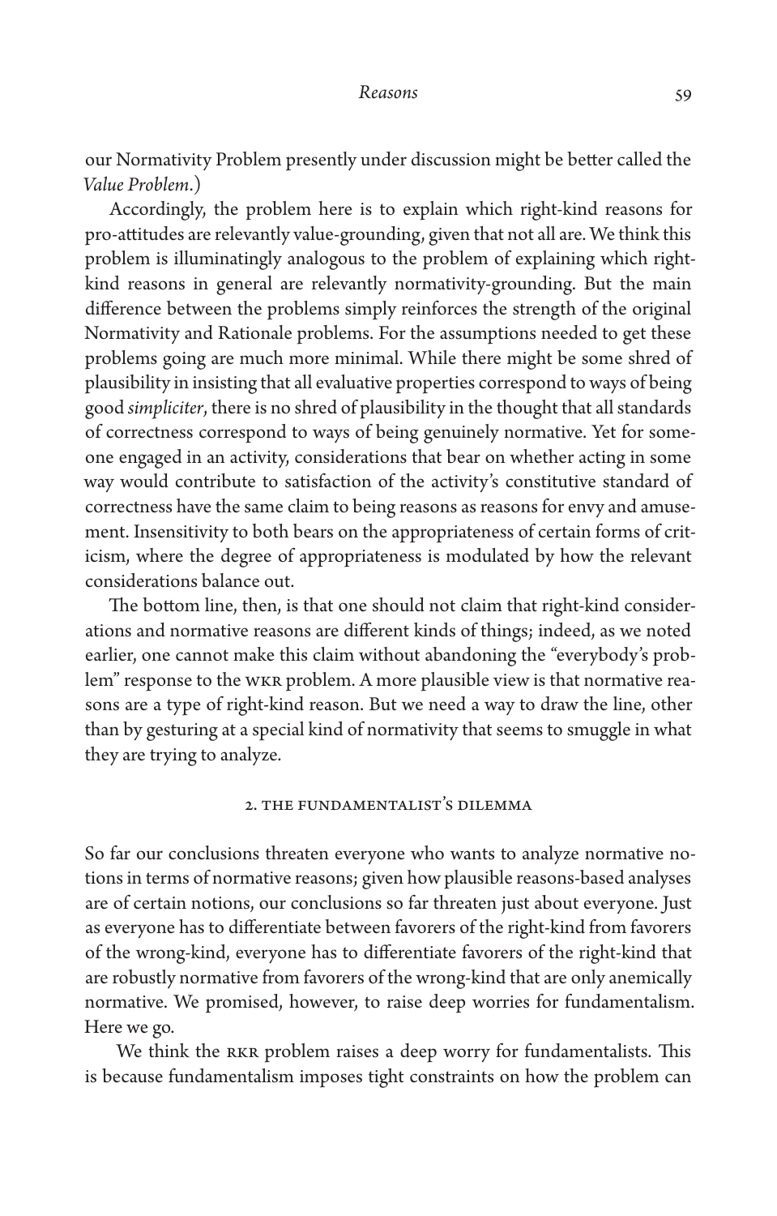our Normativity Problem presently under discussion might be better called the *Value Problem*.)

Accordingly, the problem here is to explain which right-kind reasons for pro-attitudes are relevantly value-grounding, given that not all are. We think this problem is illuminatingly analogous to the problem of explaining which right-kind reasons in general are relevantly normativity-grounding. But the main difference between the problems simply reinforces the strength of the original Normativity and Rationale problems. For the assumptions needed to get these problems going are much more minimal. While there might be some shred of plausibility in insisting that all evaluative properties correspond to ways of being good *simpliciter*, there is no shred of plausibility in the thought that all standards of correctness correspond to ways of being genuinely normative. Yet for someone engaged in an activity, considerations that bear on whether acting in some way would contribute to satisfaction of the activity's constitutive standard of correctness have the same claim to being reasons as reasons for envy and amusement. Insensitivity to both bears on the appropriateness of certain forms of criticism, where the degree of appropriateness is modulated by how the relevant considerations balance out.

The bottom line, then, is that one should not claim that right-kind considerations and normative reasons are different kinds of things; indeed, as we noted earlier, one cannot make this claim without abandoning the "everybody's problem" response to the WKR problem. A more plausible view is that normative reasons are a type of right-kind reason. But we need a way to draw the line, other than by gesturing at a special kind of normativity that seems to smuggle in what they are trying to analyze.

## 2. THE FUNDAMENTALIST'S DILEMMA

So far our conclusions threaten everyone who wants to analyze normative notions in terms of normative reasons; given how plausible reasons-based analyses are of certain notions, our conclusions so far threaten just about everyone. Just as everyone has to differentiate between favorers of the right-kind from favorers of the wrong-kind, everyone has to differentiate favorers of the right-kind that are robustly normative from favorers of the wrong-kind that are only anemically normative. We promised, however, to raise deep worries for fundamentalism. Here we go.

We think the RKR problem raises a deep worry for fundamentalists. This is because fundamentalism imposes tight constraints on how the problem can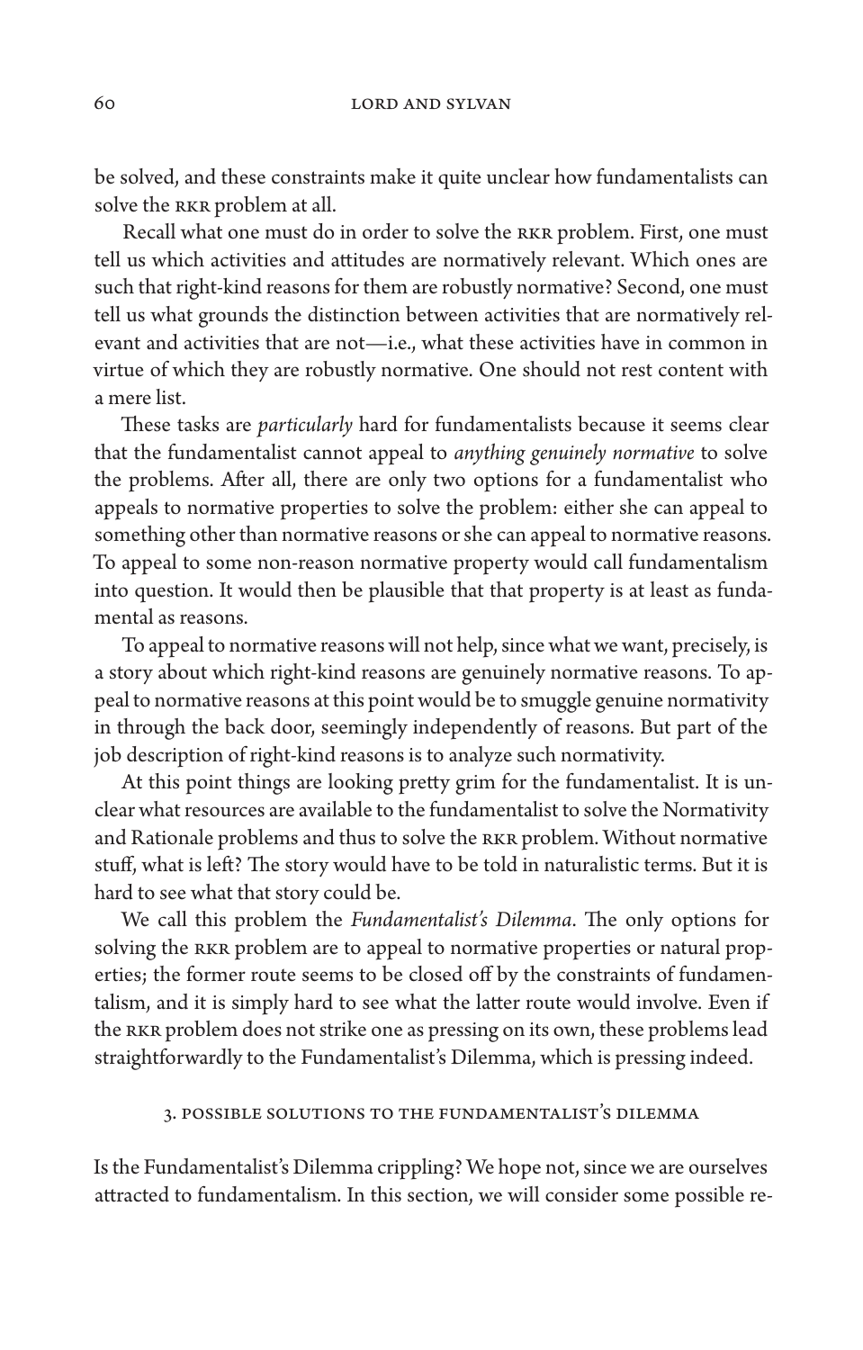be solved, and these constraints make it quite unclear how fundamentalists can solve the RKR problem at all.

Recall what one must do in order to solve the RKR problem. First, one must tell us which activities and attitudes are normatively relevant. Which ones are such that right-kind reasons for them are robustly normative? Second, one must tell us what grounds the distinction between activities that are normatively relevant and activities that are not—i.e., what these activities have in common in virtue of which they are robustly normative. One should not rest content with a mere list.

These tasks are *particularly* hard for fundamentalists because it seems clear that the fundamentalist cannot appeal to *anything genuinely normative* to solve the problems. After all, there are only two options for a fundamentalist who appeals to normative properties to solve the problem: either she can appeal to something other than normative reasons or she can appeal to normative reasons. To appeal to some non-reason normative property would call fundamentalism into question. It would then be plausible that that property is at least as fundamental as reasons.

To appeal to normative reasons will not help, since what we want, precisely, is a story about which right-kind reasons are genuinely normative reasons. To appeal to normative reasons at this point would be to smuggle genuine normativity in through the back door, seemingly independently of reasons. But part of the job description of right-kind reasons is to analyze such normativity.

At this point things are looking pretty grim for the fundamentalist. It is unclear what resources are available to the fundamentalist to solve the Normativity and Rationale problems and thus to solve the RKR problem. Without normative stuff, what is left? The story would have to be told in naturalistic terms. But it is hard to see what that story could be.

We call this problem the *Fundamentalist's Dilemma*. The only options for solving the RKR problem are to appeal to normative properties or natural properties; the former route seems to be closed off by the constraints of fundamentalism, and it is simply hard to see what the latter route would involve. Even if the RKR problem does not strike one as pressing on its own, these problems lead straightforwardly to the Fundamentalist's Dilemma, which is pressing indeed.

## 3. Possible Solutions to the Fundamentalist's Dilemma

Is the Fundamentalist's Dilemma crippling? We hope not, since we are ourselves attracted to fundamentalism. In this section, we will consider some possible re-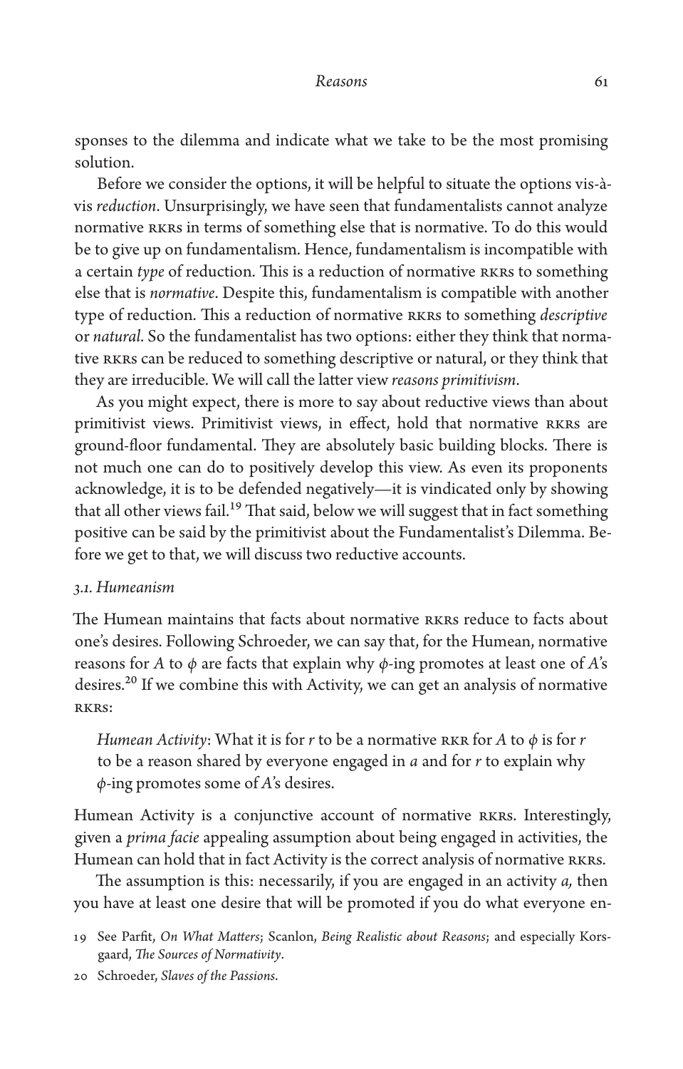sponses to the dilemma and indicate what we take to be the most promising solution.

Before we consider the options, it will be helpful to situate the options vis-à-vis *reduction*. Unsurprisingly, we have seen that fundamentalists cannot analyze normative RKRs in terms of something else that is normative. To do this would be to give up on fundamentalism. Hence, fundamentalism is incompatible with a certain *type* of reduction. This is a reduction of normative RKRs to something else that is *normative*. Despite this, fundamentalism is compatible with another type of reduction. This a reduction of normative RKRs to something *descriptive* or *natural*. So the fundamentalist has two options: either they think that normative RKRs can be reduced to something descriptive or natural, or they think that they are irreducible. We will call the latter view *reasons primitivism*.

As you might expect, there is more to say about reductive views than about primitivist views. Primitivist views, in effect, hold that normative RKRs are ground-floor fundamental. They are absolutely basic building blocks. There is not much one can do to positively develop this view. As even its proponents acknowledge, it is to be defended negatively—it is vindicated only by showing that all other views fail.[19] That said, below we will suggest that in fact something positive can be said by the primitivist about the Fundamentalist's Dilemma. Before we get to that, we will discuss two reductive accounts.

### *3.1. Humeanism*

The Humean maintains that facts about normative RKRs reduce to facts about one's desires. Following Schroeder, we can say that, for the Humean, normative reasons for *A* to $\phi$ are facts that explain why $\phi$-ing promotes at least one of *A*'s desires.[20] If we combine this with Activity, we can get an analysis of normative RKRs:

> *Humean Activity*: What it is for *r* to be a normative RKR for *A* to $\phi$ is for *r* to be a reason shared by everyone engaged in *a* and for *r* to explain why $\phi$-ing promotes some of *A*'s desires.

Humean Activity is a conjunctive account of normative RKRs. Interestingly, given a *prima facie* appealing assumption about being engaged in activities, the Humean can hold that in fact Activity is the correct analysis of normative RKRs.

The assumption is this: necessarily, if you are engaged in an activity *a,* then you have at least one desire that will be promoted if you do what everyone en-

19 See Parfit, *On What Matters*; Scanlon, *Being Realistic about Reasons*; and especially Korsgaard, *The Sources of Normativity*.

20 Schroeder, *Slaves of the Passions*.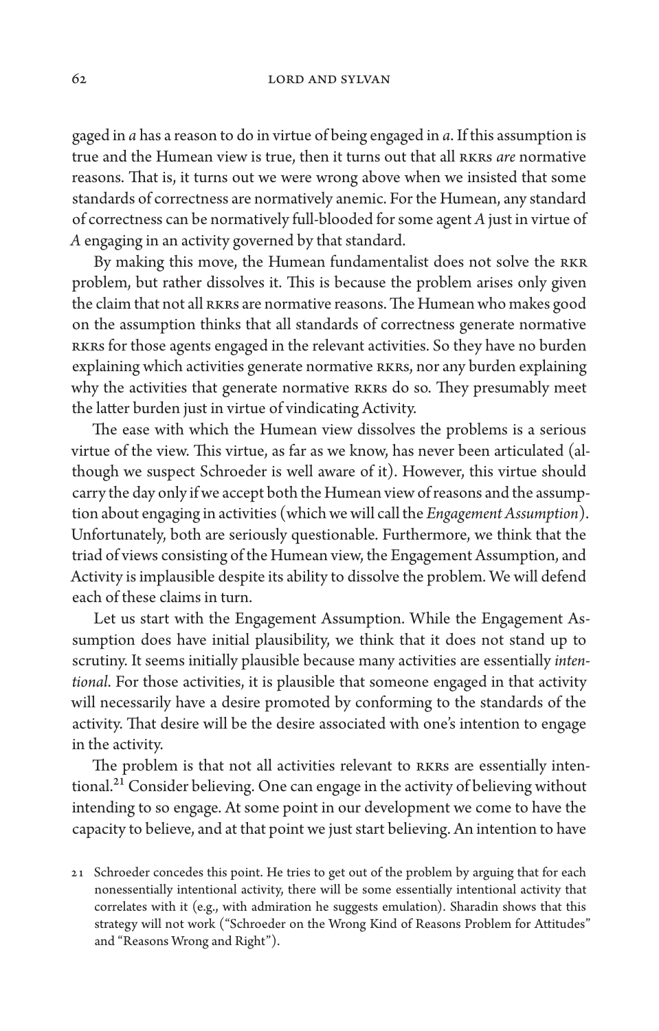gaged in *a* has a reason to do in virtue of being engaged in *a*. If this assumption is true and the Humean view is true, then it turns out that all RKRs *are* normative reasons. That is, it turns out we were wrong above when we insisted that some standards of correctness are normatively anemic. For the Humean, any standard of correctness can be normatively full-blooded for some agent *A* just in virtue of *A* engaging in an activity governed by that standard.

By making this move, the Humean fundamentalist does not solve the RKR problem, but rather dissolves it. This is because the problem arises only given the claim that not all RKRs are normative reasons. The Humean who makes good on the assumption thinks that all standards of correctness generate normative RKRs for those agents engaged in the relevant activities. So they have no burden explaining which activities generate normative RKRs, nor any burden explaining why the activities that generate normative RKRs do so. They presumably meet the latter burden just in virtue of vindicating Activity.

The ease with which the Humean view dissolves the problems is a serious virtue of the view. This virtue, as far as we know, has never been articulated (although we suspect Schroeder is well aware of it). However, this virtue should carry the day only if we accept both the Humean view of reasons and the assumption about engaging in activities (which we will call the *Engagement Assumption*). Unfortunately, both are seriously questionable. Furthermore, we think that the triad of views consisting of the Humean view, the Engagement Assumption, and Activity is implausible despite its ability to dissolve the problem. We will defend each of these claims in turn.

Let us start with the Engagement Assumption. While the Engagement Assumption does have initial plausibility, we think that it does not stand up to scrutiny. It seems initially plausible because many activities are essentially *intentional*. For those activities, it is plausible that someone engaged in that activity will necessarily have a desire promoted by conforming to the standards of the activity. That desire will be the desire associated with one's intention to engage in the activity.

The problem is that not all activities relevant to RKRs are essentially intentional.[21] Consider believing. One can engage in the activity of believing without intending to so engage. At some point in our development we come to have the capacity to believe, and at that point we just start believing. An intention to have

21 Schroeder concedes this point. He tries to get out of the problem by arguing that for each nonessentially intentional activity, there will be some essentially intentional activity that correlates with it (e.g., with admiration he suggests emulation). Sharadin shows that this strategy will not work ("Schroeder on the Wrong Kind of Reasons Problem for Attitudes" and "Reasons Wrong and Right").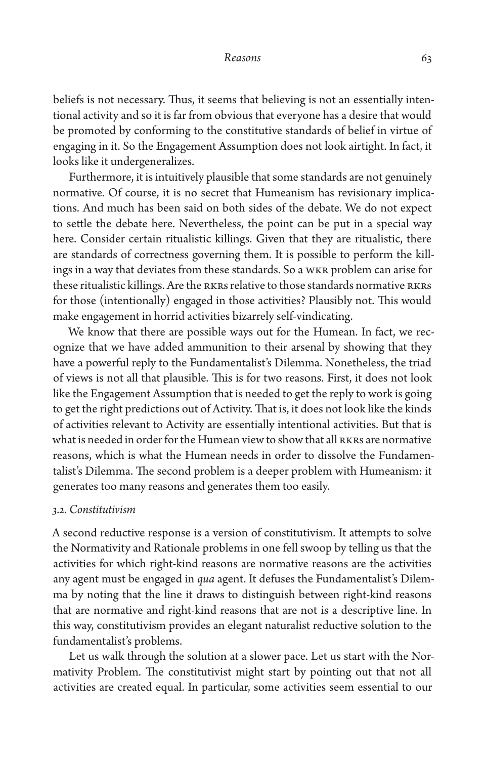beliefs is not necessary. Thus, it seems that believing is not an essentially intentional activity and so it is far from obvious that everyone has a desire that would be promoted by conforming to the constitutive standards of belief in virtue of engaging in it. So the Engagement Assumption does not look airtight. In fact, it looks like it undergeneralizes.

Furthermore, it is intuitively plausible that some standards are not genuinely normative. Of course, it is no secret that Humeanism has revisionary implications. And much has been said on both sides of the debate. We do not expect to settle the debate here. Nevertheless, the point can be put in a special way here. Consider certain ritualistic killings. Given that they are ritualistic, there are standards of correctness governing them. It is possible to perform the killings in a way that deviates from these standards. So a WKR problem can arise for these ritualistic killings. Are the RKRs relative to those standards normative RKRs for those (intentionally) engaged in those activities? Plausibly not. This would make engagement in horrid activities bizarrely self-vindicating.

We know that there are possible ways out for the Humean. In fact, we recognize that we have added ammunition to their arsenal by showing that they have a powerful reply to the Fundamentalist's Dilemma. Nonetheless, the triad of views is not all that plausible. This is for two reasons. First, it does not look like the Engagement Assumption that is needed to get the reply to work is going to get the right predictions out of Activity. That is, it does not look like the kinds of activities relevant to Activity are essentially intentional activities. But that is what is needed in order for the Humean view to show that all RKRs are normative reasons, which is what the Humean needs in order to dissolve the Fundamentalist's Dilemma. The second problem is a deeper problem with Humeanism: it generates too many reasons and generates them too easily.

### *3.2. Constitutivism*

A second reductive response is a version of constitutivism. It attempts to solve the Normativity and Rationale problems in one fell swoop by telling us that the activities for which right-kind reasons are normative reasons are the activities any agent must be engaged in *qua* agent. It defuses the Fundamentalist's Dilemma by noting that the line it draws to distinguish between right-kind reasons that are normative and right-kind reasons that are not is a descriptive line. In this way, constitutivism provides an elegant naturalist reductive solution to the fundamentalist's problems.

Let us walk through the solution at a slower pace. Let us start with the Normativity Problem. The constitutivist might start by pointing out that not all activities are created equal. In particular, some activities seem essential to our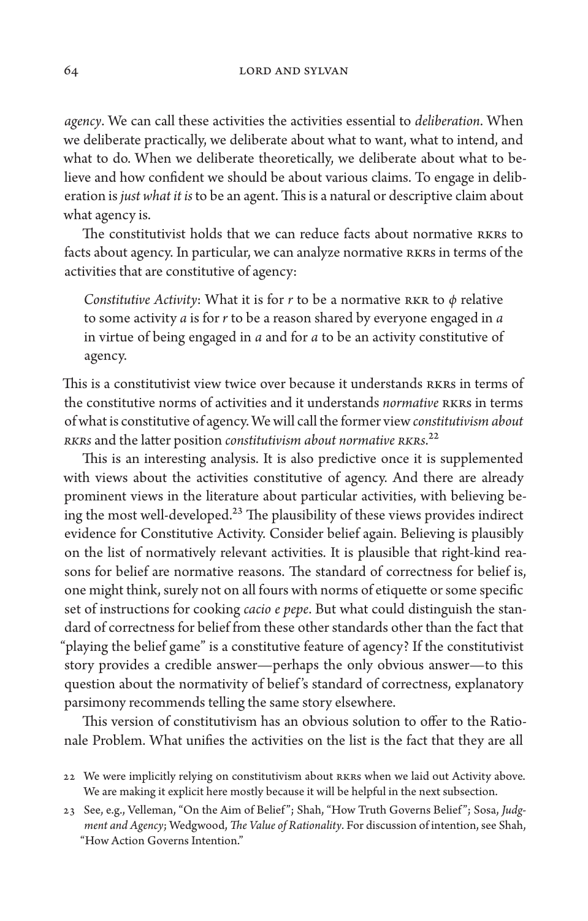*agency*. We can call these activities the activities essential to *deliberation*. When we deliberate practically, we deliberate about what to want, what to intend, and what to do. When we deliberate theoretically, we deliberate about what to believe and how confident we should be about various claims. To engage in deliberation is *just what it is* to be an agent. This is a natural or descriptive claim about what agency is.

The constitutivist holds that we can reduce facts about normative RKRs to facts about agency. In particular, we can analyze normative RKRs in terms of the activities that are constitutive of agency:

> *Constitutive Activity*: What it is for *r* to be a normative RKR to $\phi$ relative to some activity *a* is for *r* to be a reason shared by everyone engaged in *a* in virtue of being engaged in *a* and for *a* to be an activity constitutive of agency.

This is a constitutivist view twice over because it understands RKRs in terms of the constitutive norms of activities and it understands *normative* RKRs in terms of what is constitutive of agency. We will call the former view *constitutivism about RKRs* and the latter position *constitutivism about normative RKRs*.[22]

This is an interesting analysis. It is also predictive once it is supplemented with views about the activities constitutive of agency. And there are already prominent views in the literature about particular activities, with believing being the most well-developed.[23] The plausibility of these views provides indirect evidence for Constitutive Activity. Consider belief again. Believing is plausibly on the list of normatively relevant activities. It is plausible that right-kind reasons for belief are normative reasons. The standard of correctness for belief is, one might think, surely not on all fours with norms of etiquette or some specific set of instructions for cooking *cacio e pepe*. But what could distinguish the standard of correctness for belief from these other standards other than the fact that "playing the belief game" is a constitutive feature of agency? If the constitutivist story provides a credible answer—perhaps the only obvious answer—to this question about the normativity of belief's standard of correctness, explanatory parsimony recommends telling the same story elsewhere.

This version of constitutivism has an obvious solution to offer to the Rationale Problem. What unifies the activities on the list is the fact that they are all

22 We were implicitly relying on constitutivism about RKRs when we laid out Activity above. We are making it explicit here mostly because it will be helpful in the next subsection.

23 See, e.g., Velleman, "On the Aim of Belief"; Shah, "How Truth Governs Belief"; Sosa, *Judgment and Agency*; Wedgwood, *The Value of Rationality*. For discussion of intention, see Shah, "How Action Governs Intention."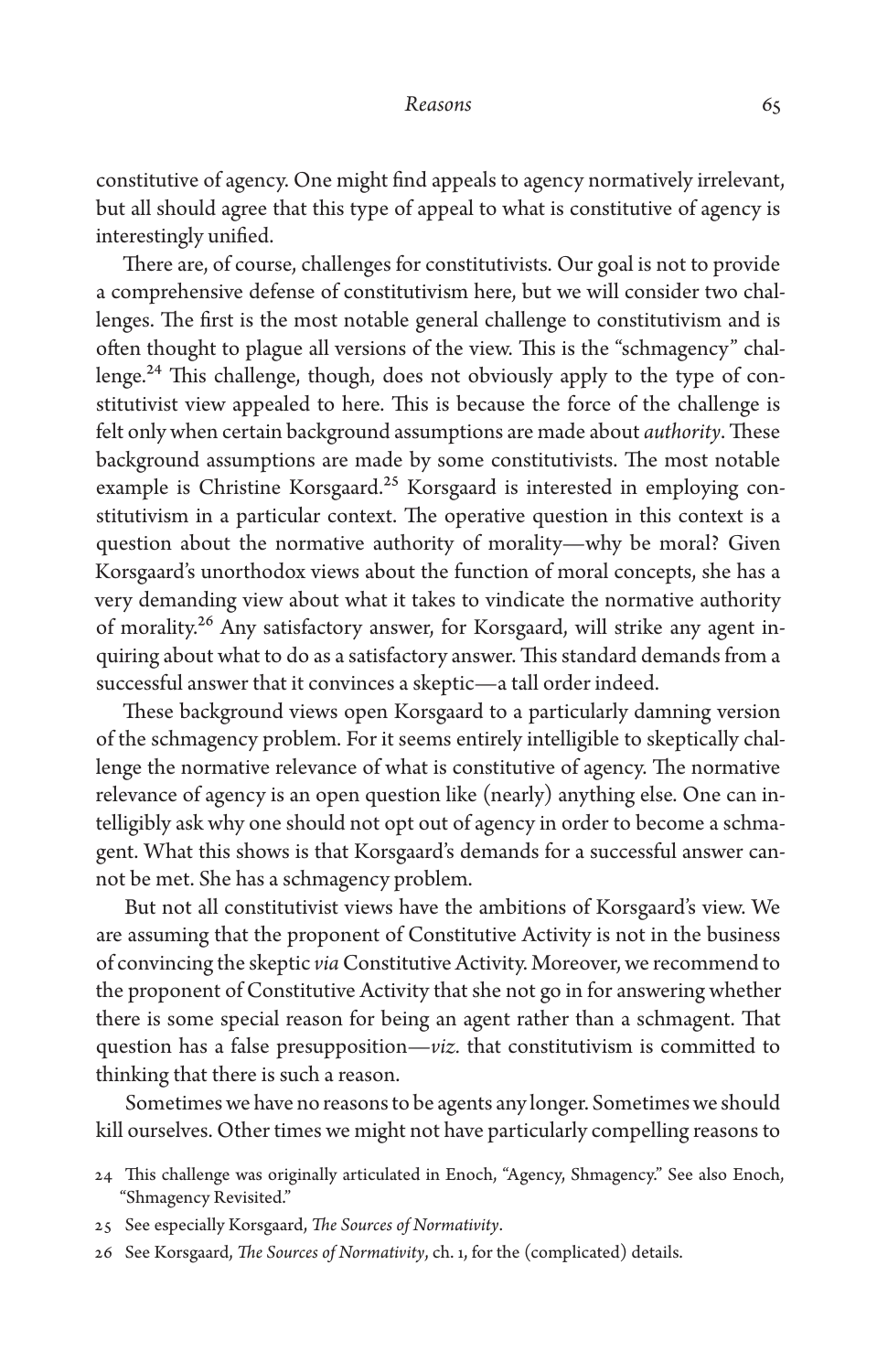constitutive of agency. One might find appeals to agency normatively irrelevant, but all should agree that this type of appeal to what is constitutive of agency is interestingly unified.

There are, of course, challenges for constitutivists. Our goal is not to provide a comprehensive defense of constitutivism here, but we will consider two challenges. The first is the most notable general challenge to constitutivism and is often thought to plague all versions of the view. This is the "schmagency" challenge.[24] This challenge, though, does not obviously apply to the type of constitutivist view appealed to here. This is because the force of the challenge is felt only when certain background assumptions are made about *authority*. These background assumptions are made by some constitutivists. The most notable example is Christine Korsgaard.[25] Korsgaard is interested in employing constitutivism in a particular context. The operative question in this context is a question about the normative authority of morality—why be moral? Given Korsgaard's unorthodox views about the function of moral concepts, she has a very demanding view about what it takes to vindicate the normative authority of morality.[26] Any satisfactory answer, for Korsgaard, will strike any agent inquiring about what to do as a satisfactory answer. This standard demands from a successful answer that it convinces a skeptic—a tall order indeed.

These background views open Korsgaard to a particularly damning version of the schmagency problem. For it seems entirely intelligible to skeptically challenge the normative relevance of what is constitutive of agency. The normative relevance of agency is an open question like (nearly) anything else. One can intelligibly ask why one should not opt out of agency in order to become a schmagent. What this shows is that Korsgaard's demands for a successful answer cannot be met. She has a schmagency problem.

But not all constitutivist views have the ambitions of Korsgaard's view. We are assuming that the proponent of Constitutive Activity is not in the business of convincing the skeptic *via* Constitutive Activity. Moreover, we recommend to the proponent of Constitutive Activity that she not go in for answering whether there is some special reason for being an agent rather than a schmagent. That question has a false presupposition—*viz.* that constitutivism is committed to thinking that there is such a reason.

Sometimes we have no reasons to be agents any longer. Sometimes we should kill ourselves. Other times we might not have particularly compelling reasons to

24 This challenge was originally articulated in Enoch, "Agency, Shmagency." See also Enoch, "Shmagency Revisited."

25 See especially Korsgaard, *The Sources of Normativity*.

26 See Korsgaard, *The Sources of Normativity*, ch. 1, for the (complicated) details.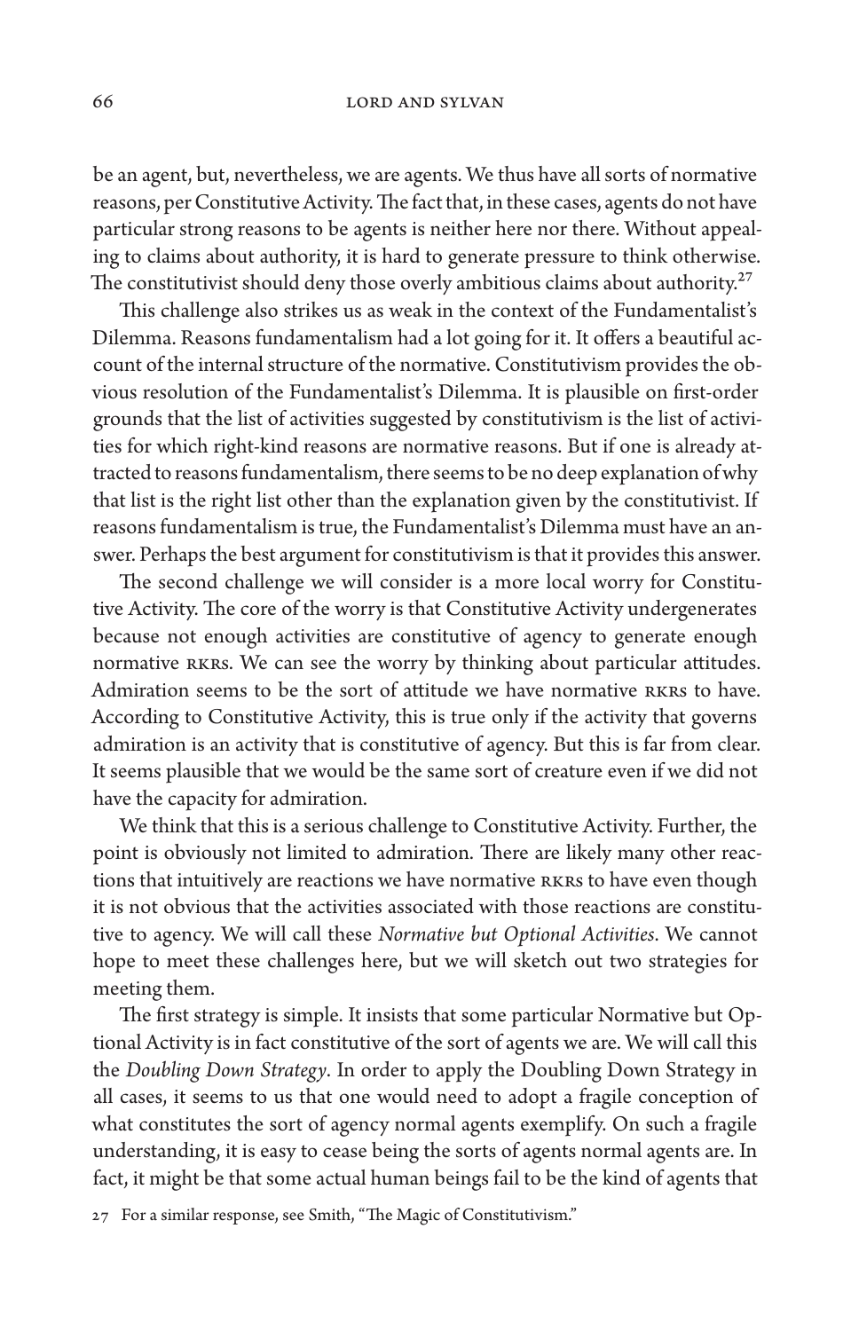be an agent, but, nevertheless, we are agents. We thus have all sorts of normative reasons, per Constitutive Activity. The fact that, in these cases, agents do not have particular strong reasons to be agents is neither here nor there. Without appealing to claims about authority, it is hard to generate pressure to think otherwise. The constitutivist should deny those overly ambitious claims about authority.[27]

This challenge also strikes us as weak in the context of the Fundamentalist's Dilemma. Reasons fundamentalism had a lot going for it. It offers a beautiful account of the internal structure of the normative. Constitutivism provides the obvious resolution of the Fundamentalist's Dilemma. It is plausible on first-order grounds that the list of activities suggested by constitutivism is the list of activities for which right-kind reasons are normative reasons. But if one is already attracted to reasons fundamentalism, there seems to be no deep explanation of why that list is the right list other than the explanation given by the constitutivist. If reasons fundamentalism is true, the Fundamentalist's Dilemma must have an answer. Perhaps the best argument for constitutivism is that it provides this answer.

The second challenge we will consider is a more local worry for Constitutive Activity. The core of the worry is that Constitutive Activity undergenerates because not enough activities are constitutive of agency to generate enough normative RKRs. We can see the worry by thinking about particular attitudes. Admiration seems to be the sort of attitude we have normative RKRs to have. According to Constitutive Activity, this is true only if the activity that governs admiration is an activity that is constitutive of agency. But this is far from clear. It seems plausible that we would be the same sort of creature even if we did not have the capacity for admiration.

We think that this is a serious challenge to Constitutive Activity. Further, the point is obviously not limited to admiration. There are likely many other reactions that intuitively are reactions we have normative RKRs to have even though it is not obvious that the activities associated with those reactions are constitutive to agency. We will call these *Normative but Optional Activities*. We cannot hope to meet these challenges here, but we will sketch out two strategies for meeting them.

The first strategy is simple. It insists that some particular Normative but Optional Activity is in fact constitutive of the sort of agents we are. We will call this the *Doubling Down Strategy*. In order to apply the Doubling Down Strategy in all cases, it seems to us that one would need to adopt a fragile conception of what constitutes the sort of agency normal agents exemplify. On such a fragile understanding, it is easy to cease being the sorts of agents normal agents are. In fact, it might be that some actual human beings fail to be the kind of agents that

27 For a similar response, see Smith, "The Magic of Constitutivism."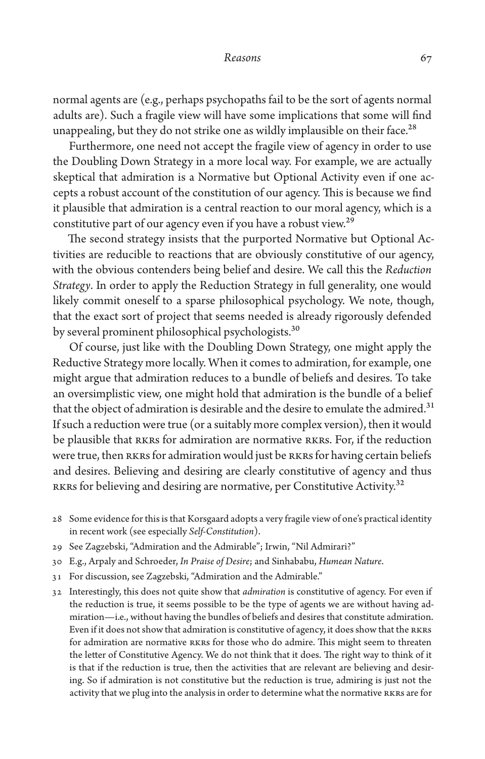normal agents are (e.g., perhaps psychopaths fail to be the sort of agents normal adults are). Such a fragile view will have some implications that some will find unappealing, but they do not strike one as wildly implausible on their face.[28]

Furthermore, one need not accept the fragile view of agency in order to use the Doubling Down Strategy in a more local way. For example, we are actually skeptical that admiration is a Normative but Optional Activity even if one accepts a robust account of the constitution of our agency. This is because we find it plausible that admiration is a central reaction to our moral agency, which is a constitutive part of our agency even if you have a robust view.[29]

The second strategy insists that the purported Normative but Optional Activities are reducible to reactions that are obviously constitutive of our agency, with the obvious contenders being belief and desire. We call this the *Reduction Strategy*. In order to apply the Reduction Strategy in full generality, one would likely commit oneself to a sparse philosophical psychology. We note, though, that the exact sort of project that seems needed is already rigorously defended by several prominent philosophical psychologists.[30]

Of course, just like with the Doubling Down Strategy, one might apply the Reductive Strategy more locally. When it comes to admiration, for example, one might argue that admiration reduces to a bundle of beliefs and desires. To take an oversimplistic view, one might hold that admiration is the bundle of a belief that the object of admiration is desirable and the desire to emulate the admired.[31] If such a reduction were true (or a suitably more complex version), then it would be plausible that RKRs for admiration are normative RKRs. For, if the reduction were true, then RKRs for admiration would just be RKRs for having certain beliefs and desires. Believing and desiring are clearly constitutive of agency and thus RKRs for believing and desiring are normative, per Constitutive Activity.[32]

28 Some evidence for this is that Korsgaard adopts a very fragile view of one's practical identity in recent work (see especially *Self-Constitution*).

29 See Zagzebski, "Admiration and the Admirable"; Irwin, "Nil Admirari?"

30 E.g., Arpaly and Schroeder, *In Praise of Desire*; and Sinhababu, *Humean Nature*.

31 For discussion, see Zagzebski, "Admiration and the Admirable."

32 Interestingly, this does not quite show that *admiration* is constitutive of agency. For even if the reduction is true, it seems possible to be the type of agents we are without having admiration—i.e., without having the bundles of beliefs and desires that constitute admiration. Even if it does not show that admiration is constitutive of agency, it does show that the RKRs for admiration are normative RKRs for those who do admire. This might seem to threaten the letter of Constitutive Agency. We do not think that it does. The right way to think of it is that if the reduction is true, then the activities that are relevant are believing and desiring. So if admiration is not constitutive but the reduction is true, admiring is just not the activity that we plug into the analysis in order to determine what the normative RKRs are for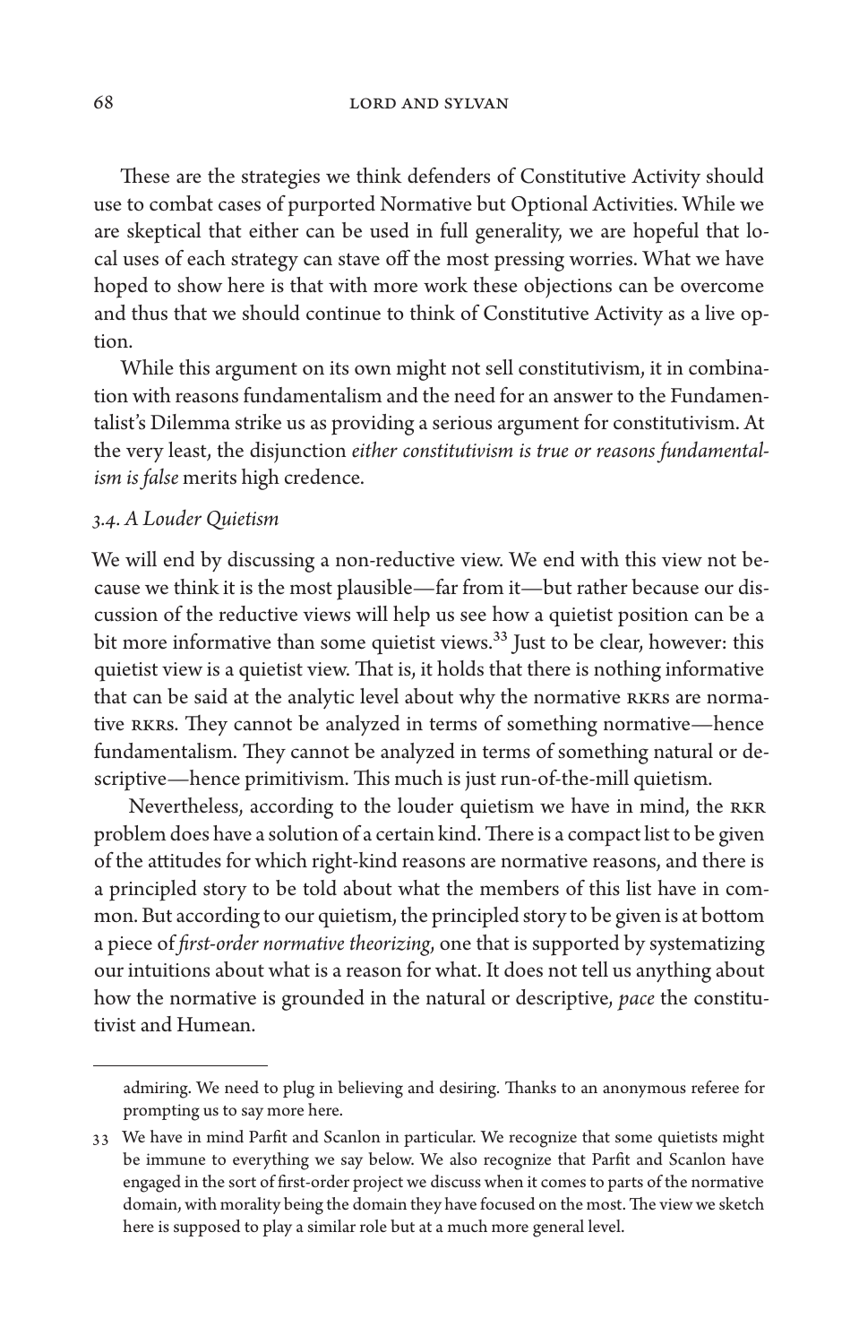These are the strategies we think defenders of Constitutive Activity should use to combat cases of purported Normative but Optional Activities. While we are skeptical that either can be used in full generality, we are hopeful that local uses of each strategy can stave off the most pressing worries. What we have hoped to show here is that with more work these objections can be overcome and thus that we should continue to think of Constitutive Activity as a live option.

While this argument on its own might not sell constitutivism, it in combination with reasons fundamentalism and the need for an answer to the Fundamentalist's Dilemma strike us as providing a serious argument for constitutivism. At the very least, the disjunction *either constitutivism is true or reasons fundamentalism is false* merits high credence.

### *3.4. A Louder Quietism*

We will end by discussing a non-reductive view. We end with this view not because we think it is the most plausible—far from it—but rather because our discussion of the reductive views will help us see how a quietist position can be a bit more informative than some quietist views.[33] Just to be clear, however: this quietist view is a quietist view. That is, it holds that there is nothing informative that can be said at the analytic level about why the normative RKRs are normative RKRs. They cannot be analyzed in terms of something normative—hence fundamentalism. They cannot be analyzed in terms of something natural or descriptive—hence primitivism. This much is just run-of-the-mill quietism.

Nevertheless, according to the louder quietism we have in mind, the RKR problem does have a solution of a certain kind. There is a compact list to be given of the attitudes for which right-kind reasons are normative reasons, and there is a principled story to be told about what the members of this list have in common. But according to our quietism, the principled story to be given is at bottom a piece of *first-order normative theorizing*, one that is supported by systematizing our intuitions about what is a reason for what. It does not tell us anything about how the normative is grounded in the natural or descriptive, *pace* the constitutivist and Humean.

---

admiring. We need to plug in believing and desiring. Thanks to an anonymous referee for prompting us to say more here.

33 We have in mind Parfit and Scanlon in particular. We recognize that some quietists might be immune to everything we say below. We also recognize that Parfit and Scanlon have engaged in the sort of first-order project we discuss when it comes to parts of the normative domain, with morality being the domain they have focused on the most. The view we sketch here is supposed to play a similar role but at a much more general level.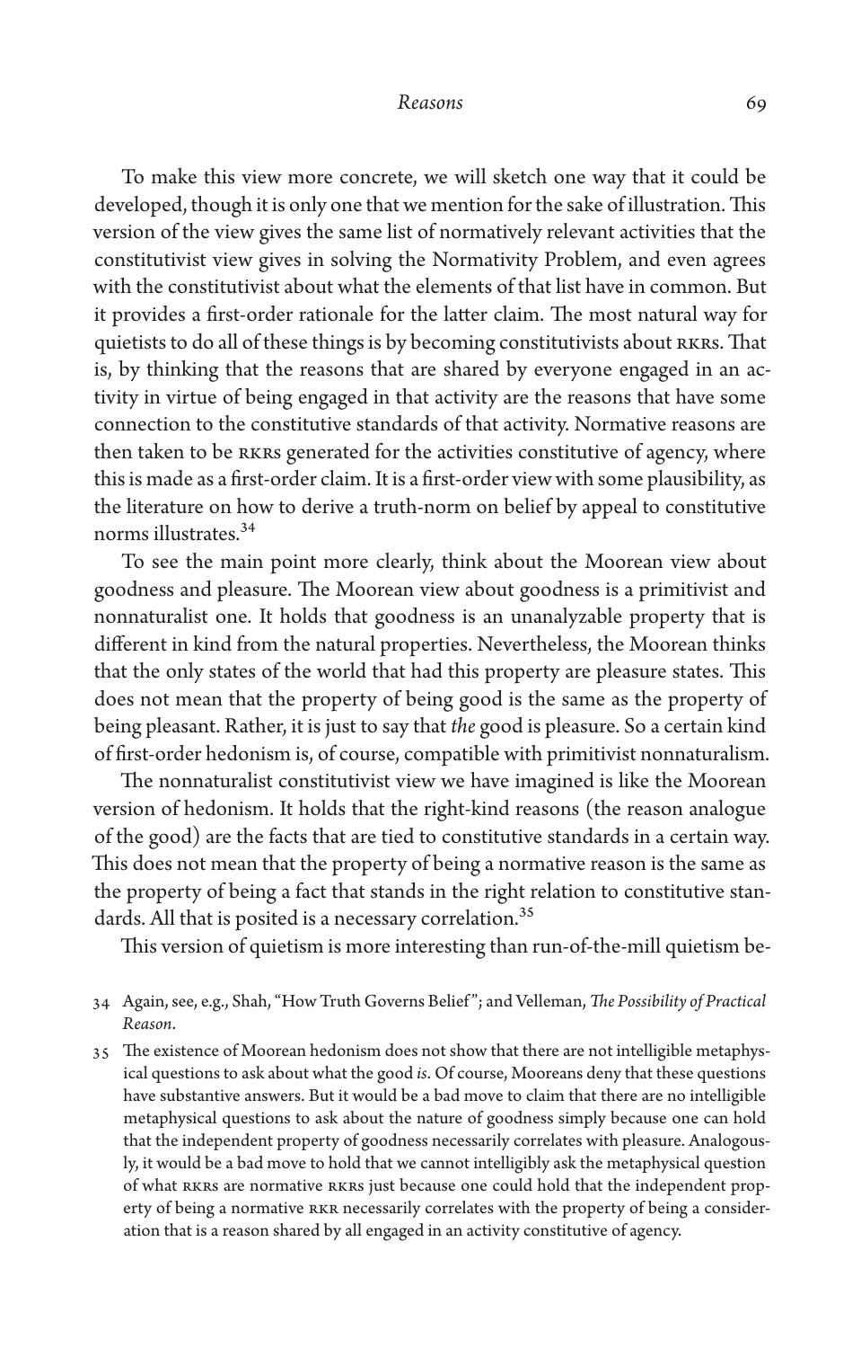To make this view more concrete, we will sketch one way that it could be developed, though it is only one that we mention for the sake of illustration. This version of the view gives the same list of normatively relevant activities that the constitutivist view gives in solving the Normativity Problem, and even agrees with the constitutivist about what the elements of that list have in common. But it provides a first-order rationale for the latter claim. The most natural way for quietists to do all of these things is by becoming constitutivists about RKRs. That is, by thinking that the reasons that are shared by everyone engaged in an activity in virtue of being engaged in that activity are the reasons that have some connection to the constitutive standards of that activity. Normative reasons are then taken to be RKRs generated for the activities constitutive of agency, where this is made as a first-order claim. It is a first-order view with some plausibility, as the literature on how to derive a truth-norm on belief by appeal to constitutive norms illustrates.[34]

To see the main point more clearly, think about the Moorean view about goodness and pleasure. The Moorean view about goodness is a primitivist and nonnaturalist one. It holds that goodness is an unanalyzable property that is different in kind from the natural properties. Nevertheless, the Moorean thinks that the only states of the world that had this property are pleasure states. This does not mean that the property of being good is the same as the property of being pleasant. Rather, it is just to say that *the* good is pleasure. So a certain kind of first-order hedonism is, of course, compatible with primitivist nonnaturalism.

The nonnaturalist constitutivist view we have imagined is like the Moorean version of hedonism. It holds that the right-kind reasons (the reason analogue of the good) are the facts that are tied to constitutive standards in a certain way. This does not mean that the property of being a normative reason is the same as the property of being a fact that stands in the right relation to constitutive standards. All that is posited is a necessary correlation.[35]

This version of quietism is more interesting than run-of-the-mill quietism be-

34 Again, see, e.g., Shah, "How Truth Governs Belief"; and Velleman, *The Possibility of Practical Reason*.

35 The existence of Moorean hedonism does not show that there are not intelligible metaphysical questions to ask about what the good *is*. Of course, Mooreans deny that these questions have substantive answers. But it would be a bad move to claim that there are no intelligible metaphysical questions to ask about the nature of goodness simply because one can hold that the independent property of goodness necessarily correlates with pleasure. Analogously, it would be a bad move to hold that we cannot intelligibly ask the metaphysical question of what RKRs are normative RKRs just because one could hold that the independent property of being a normative RKR necessarily correlates with the property of being a consideration that is a reason shared by all engaged in an activity constitutive of agency.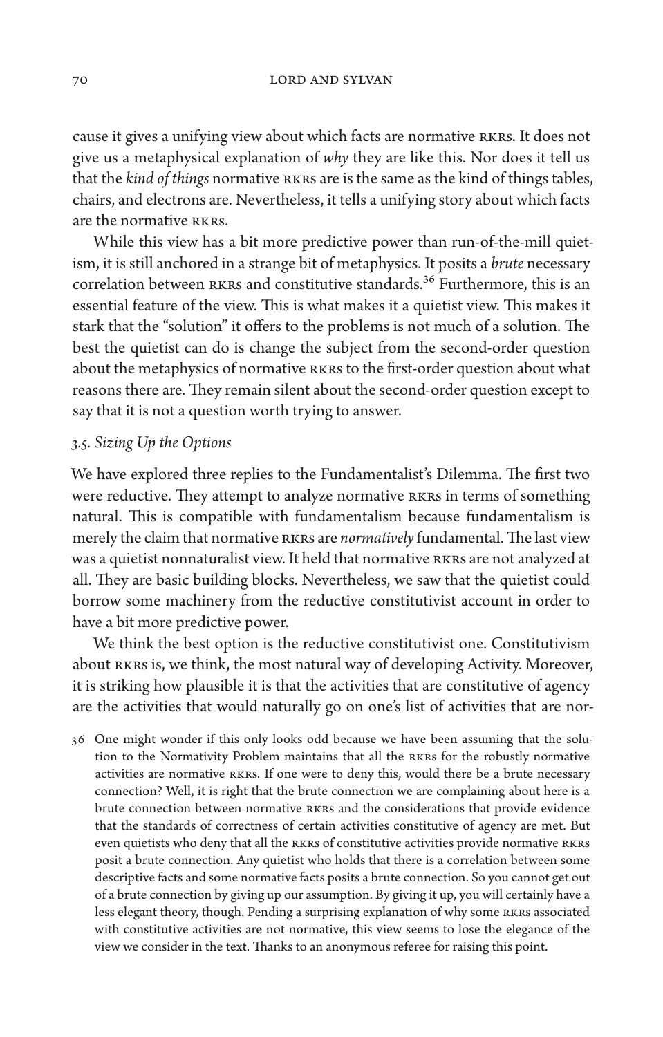cause it gives a unifying view about which facts are normative RKRs. It does not give us a metaphysical explanation of *why* they are like this. Nor does it tell us that the *kind of things* normative RKRs are is the same as the kind of things tables, chairs, and electrons are. Nevertheless, it tells a unifying story about which facts are the normative RKRs.

While this view has a bit more predictive power than run-of-the-mill quietism, it is still anchored in a strange bit of metaphysics. It posits a *brute* necessary correlation between RKRs and constitutive standards.[36] Furthermore, this is an essential feature of the view. This is what makes it a quietist view. This makes it stark that the "solution" it offers to the problems is not much of a solution. The best the quietist can do is change the subject from the second-order question about the metaphysics of normative RKRs to the first-order question about what reasons there are. They remain silent about the second-order question except to say that it is not a question worth trying to answer.

### *3.5. Sizing Up the Options*

We have explored three replies to the Fundamentalist's Dilemma. The first two were reductive. They attempt to analyze normative RKRs in terms of something natural. This is compatible with fundamentalism because fundamentalism is merely the claim that normative RKRs are *normatively* fundamental. The last view was a quietist nonnaturalist view. It held that normative RKRs are not analyzed at all. They are basic building blocks. Nevertheless, we saw that the quietist could borrow some machinery from the reductive constitutivist account in order to have a bit more predictive power.

We think the best option is the reductive constitutivist one. Constitutivism about RKRs is, we think, the most natural way of developing Activity. Moreover, it is striking how plausible it is that the activities that are constitutive of agency are the activities that would naturally go on one's list of activities that are nor-

36 One might wonder if this only looks odd because we have been assuming that the solution to the Normativity Problem maintains that all the RKRs for the robustly normative activities are normative RKRs. If one were to deny this, would there be a brute necessary connection? Well, it is right that the brute connection we are complaining about here is a brute connection between normative RKRs and the considerations that provide evidence that the standards of correctness of certain activities constitutive of agency are met. But even quietists who deny that all the RKRs of constitutive activities provide normative RKRs posit a brute connection. Any quietist who holds that there is a correlation between some descriptive facts and some normative facts posits a brute connection. So you cannot get out of a brute connection by giving up our assumption. By giving it up, you will certainly have a less elegant theory, though. Pending a surprising explanation of why some RKRs associated with constitutive activities are not normative, this view seems to lose the elegance of the view we consider in the text. Thanks to an anonymous referee for raising this point.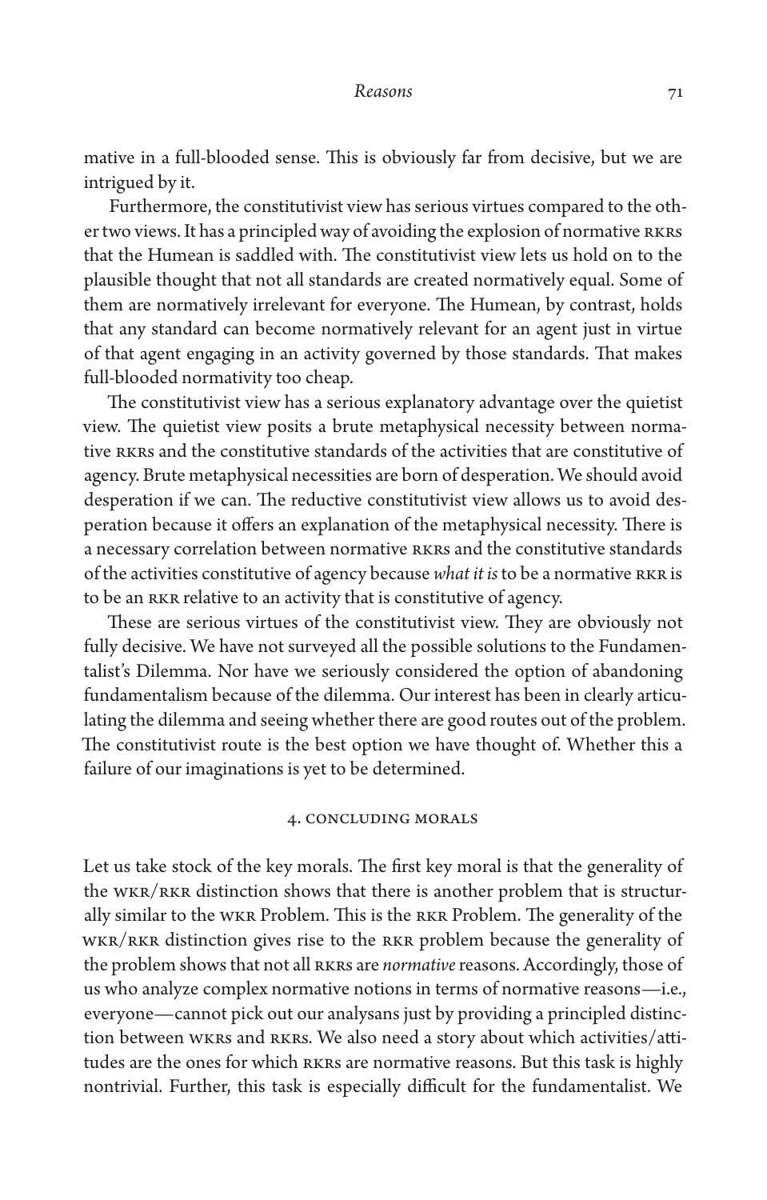mative in a full-blooded sense. This is obviously far from decisive, but we are intrigued by it.

Furthermore, the constitutivist view has serious virtues compared to the other two views. It has a principled way of avoiding the explosion of normative RKRs that the Humean is saddled with. The constitutivist view lets us hold on to the plausible thought that not all standards are created normatively equal. Some of them are normatively irrelevant for everyone. The Humean, by contrast, holds that any standard can become normatively relevant for an agent just in virtue of that agent engaging in an activity governed by those standards. That makes full-blooded normativity too cheap.

The constitutivist view has a serious explanatory advantage over the quietist view. The quietist view posits a brute metaphysical necessity between normative RKRs and the constitutive standards of the activities that are constitutive of agency. Brute metaphysical necessities are born of desperation. We should avoid desperation if we can. The reductive constitutivist view allows us to avoid desperation because it offers an explanation of the metaphysical necessity. There is a necessary correlation between normative RKRs and the constitutive standards of the activities constitutive of agency because *what it is* to be a normative RKR is to be an RKR relative to an activity that is constitutive of agency.

These are serious virtues of the constitutivist view. They are obviously not fully decisive. We have not surveyed all the possible solutions to the Fundamentalist's Dilemma. Nor have we seriously considered the option of abandoning fundamentalism because of the dilemma. Our interest has been in clearly articulating the dilemma and seeing whether there are good routes out of the problem. The constitutivist route is the best option we have thought of. Whether this a failure of our imaginations is yet to be determined.

## 4. Concluding Morals

Let us take stock of the key morals. The first key moral is that the generality of the WKR/RKR distinction shows that there is another problem that is structurally similar to the WKR Problem. This is the RKR Problem. The generality of the WKR/RKR distinction gives rise to the RKR problem because the generality of the problem shows that not all RKRs are *normative* reasons. Accordingly, those of us who analyze complex normative notions in terms of normative reasons—i.e., everyone—cannot pick out our analysans just by providing a principled distinction between WKRs and RKRs. We also need a story about which activities/attitudes are the ones for which RKRs are normative reasons. But this task is highly nontrivial. Further, this task is especially difficult for the fundamentalist. We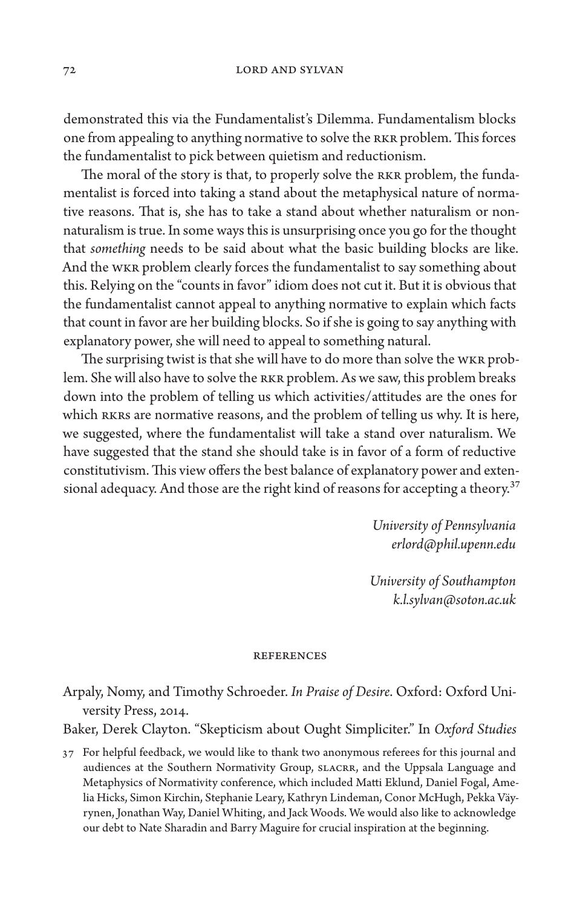demonstrated this via the Fundamentalist's Dilemma. Fundamentalism blocks one from appealing to anything normative to solve the RKR problem. This forces the fundamentalist to pick between quietism and reductionism.

The moral of the story is that, to properly solve the RKR problem, the fundamentalist is forced into taking a stand about the metaphysical nature of normative reasons. That is, she has to take a stand about whether naturalism or non-naturalism is true. In some ways this is unsurprising once you go for the thought that *something* needs to be said about what the basic building blocks are like. And the WKR problem clearly forces the fundamentalist to say something about this. Relying on the "counts in favor" idiom does not cut it. But it is obvious that the fundamentalist cannot appeal to anything normative to explain which facts that count in favor are her building blocks. So if she is going to say anything with explanatory power, she will need to appeal to something natural.

The surprising twist is that she will have to do more than solve the WKR problem. She will also have to solve the RKR problem. As we saw, this problem breaks down into the problem of telling us which activities/attitudes are the ones for which RKRs are normative reasons, and the problem of telling us why. It is here, we suggested, where the fundamentalist will take a stand over naturalism. We have suggested that the stand she should take is in favor of a form of reductive constitutivism. This view offers the best balance of explanatory power and extensional adequacy. And those are the right kind of reasons for accepting a theory.[37]

*University of Pennsylvania*
*erlord@phil.upenn.edu*

*University of Southampton*
*k.l.sylvan@soton.ac.uk*

## REFERENCES

Arpaly, Nomy, and Timothy Schroeder. *In Praise of Desire*. Oxford: Oxford University Press, 2014.

Baker, Derek Clayton. "Skepticism about Ought Simpliciter." In *Oxford Studies*

---

37 For helpful feedback, we would like to thank two anonymous referees for this journal and audiences at the Southern Normativity Group, SLACRR, and the Uppsala Language and Metaphysics of Normativity conference, which included Matti Eklund, Daniel Fogal, Amelia Hicks, Simon Kirchin, Stephanie Leary, Kathryn Lindeman, Conor McHugh, Pekka Väyrynen, Jonathan Way, Daniel Whiting, and Jack Woods. We would also like to acknowledge our debt to Nate Sharadin and Barry Maguire for crucial inspiration at the beginning.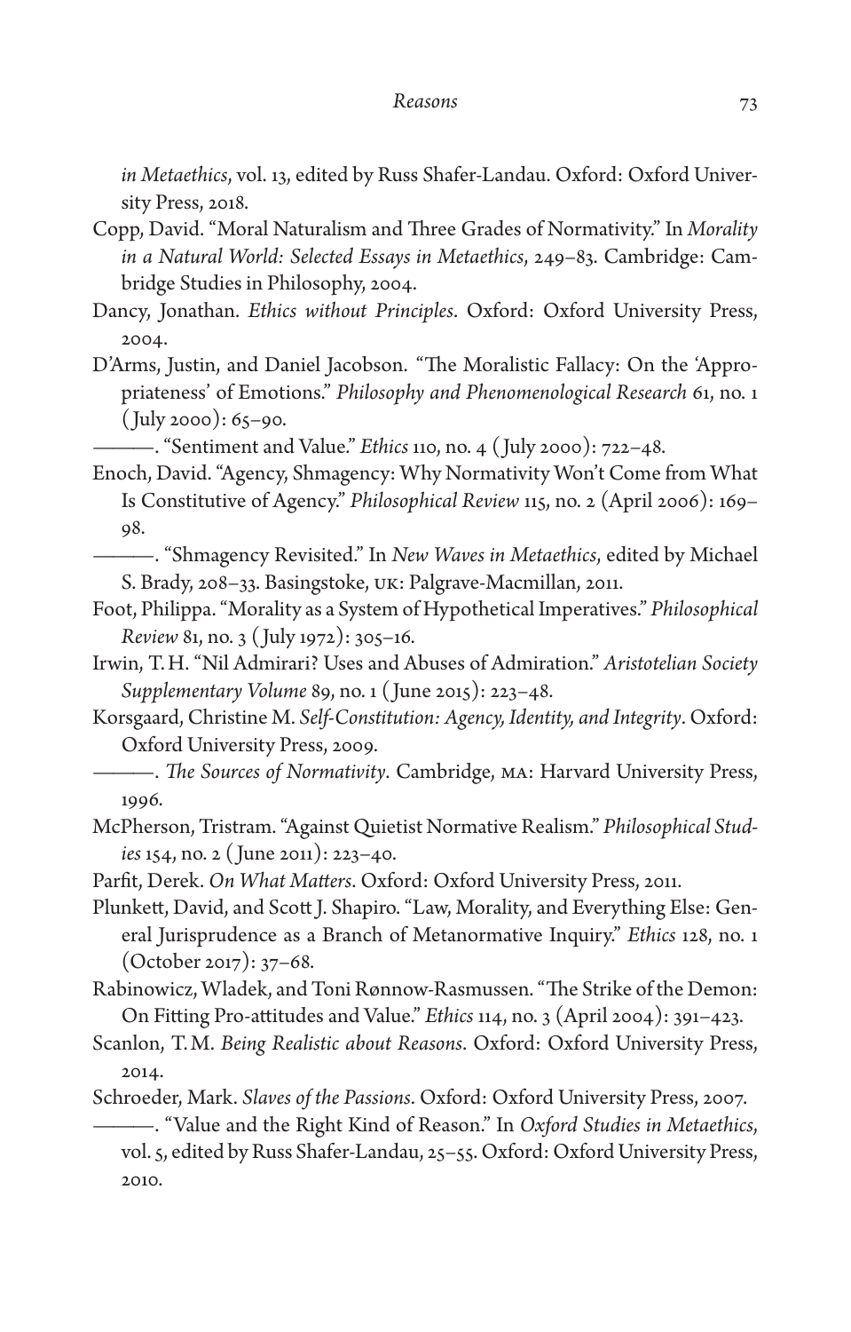*in Metaethics*, vol. 13, edited by Russ Shafer-Landau. Oxford: Oxford University Press, 2018.

Copp, David. "Moral Naturalism and Three Grades of Normativity." In *Morality in a Natural World: Selected Essays in Metaethics*, 249–83. Cambridge: Cambridge Studies in Philosophy, 2004.

Dancy, Jonathan. *Ethics without Principles*. Oxford: Oxford University Press, 2004.

D'Arms, Justin, and Daniel Jacobson. "The Moralistic Fallacy: On the 'Appropriateness' of Emotions." *Philosophy and Phenomenological Research* 61, no. 1 (July 2000): 65–90.

———. "Sentiment and Value." *Ethics* 110, no. 4 (July 2000): 722–48.

Enoch, David. "Agency, Shmagency: Why Normativity Won't Come from What Is Constitutive of Agency." *Philosophical Review* 115, no. 2 (April 2006): 169–98.

———. "Shmagency Revisited." In *New Waves in Metaethics*, edited by Michael S. Brady, 208–33. Basingstoke, UK: Palgrave-Macmillan, 2011.

Foot, Philippa. "Morality as a System of Hypothetical Imperatives." *Philosophical Review* 81, no. 3 (July 1972): 305–16.

Irwin, T. H. "Nil Admirari? Uses and Abuses of Admiration." *Aristotelian Society Supplementary Volume* 89, no. 1 (June 2015): 223–48.

Korsgaard, Christine M. *Self-Constitution: Agency, Identity, and Integrity*. Oxford: Oxford University Press, 2009.

———. *The Sources of Normativity*. Cambridge, MA: Harvard University Press, 1996.

McPherson, Tristram. "Against Quietist Normative Realism." *Philosophical Studies* 154, no. 2 (June 2011): 223–40.

Parfit, Derek. *On What Matters*. Oxford: Oxford University Press, 2011.

Plunkett, David, and Scott J. Shapiro. "Law, Morality, and Everything Else: General Jurisprudence as a Branch of Metanormative Inquiry." *Ethics* 128, no. 1 (October 2017): 37–68.

Rabinowicz, Wladek, and Toni Rønnow-Rasmussen. "The Strike of the Demon: On Fitting Pro-attitudes and Value." *Ethics* 114, no. 3 (April 2004): 391–423.

Scanlon, T. M. *Being Realistic about Reasons*. Oxford: Oxford University Press, 2014.

Schroeder, Mark. *Slaves of the Passions*. Oxford: Oxford University Press, 2007.

———. "Value and the Right Kind of Reason." In *Oxford Studies in Metaethics*, vol. 5, edited by Russ Shafer-Landau, 25–55. Oxford: Oxford University Press, 2010.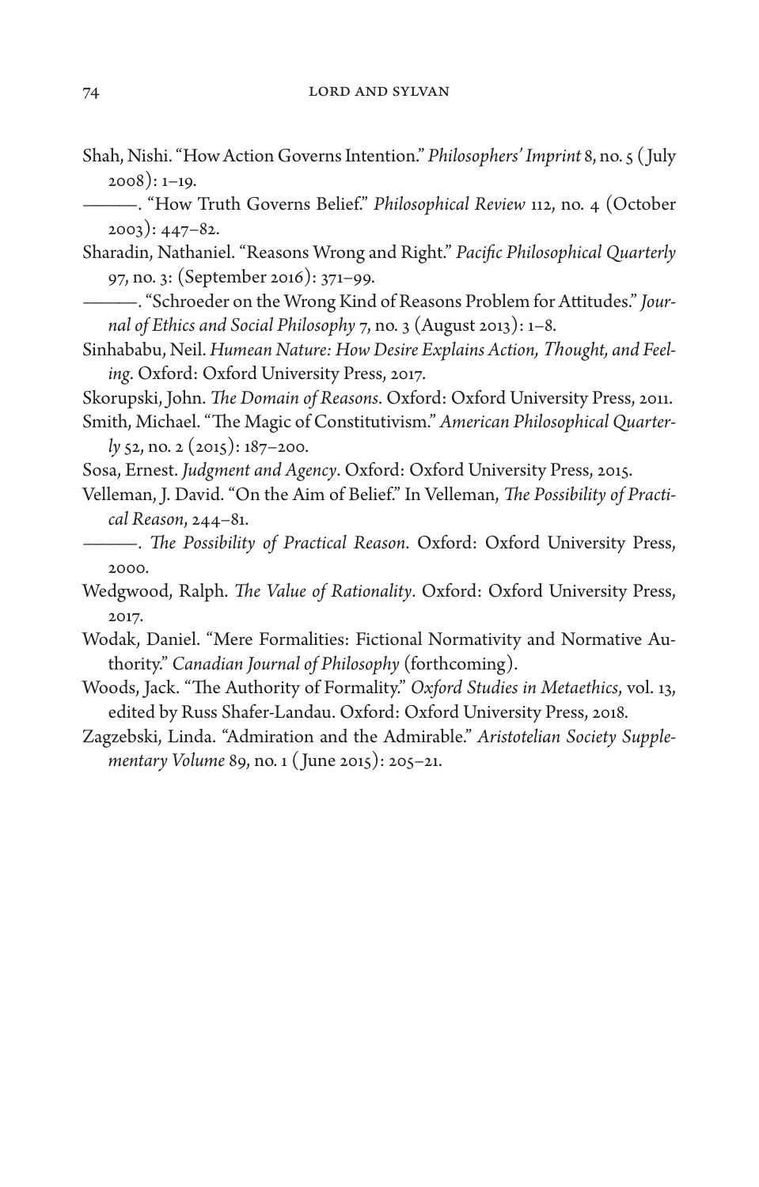Shah, Nishi. "How Action Governs Intention." *Philosophers' Imprint* 8, no. 5 (July 2008): 1–19.

———. "How Truth Governs Belief." *Philosophical Review* 112, no. 4 (October 2003): 447–82.

Sharadin, Nathaniel. "Reasons Wrong and Right." *Pacific Philosophical Quarterly* 97, no. 3: (September 2016): 371–99.

———. "Schroeder on the Wrong Kind of Reasons Problem for Attitudes." *Journal of Ethics and Social Philosophy* 7, no. 3 (August 2013): 1–8.

Sinhababu, Neil. *Humean Nature: How Desire Explains Action, Thought, and Feeling*. Oxford: Oxford University Press, 2017.

Skorupski, John. *The Domain of Reasons*. Oxford: Oxford University Press, 2011.

Smith, Michael. "The Magic of Constitutivism." *American Philosophical Quarterly* 52, no. 2 (2015): 187–200.

Sosa, Ernest. *Judgment and Agency*. Oxford: Oxford University Press, 2015.

Velleman, J. David. "On the Aim of Belief." In Velleman, *The Possibility of Practical Reason*, 244–81.

———. *The Possibility of Practical Reason*. Oxford: Oxford University Press, 2000.

Wedgwood, Ralph. *The Value of Rationality*. Oxford: Oxford University Press, 2017.

Wodak, Daniel. "Mere Formalities: Fictional Normativity and Normative Authority." *Canadian Journal of Philosophy* (forthcoming).

Woods, Jack. "The Authority of Formality." *Oxford Studies in Metaethics*, vol. 13, edited by Russ Shafer-Landau. Oxford: Oxford University Press, 2018.

Zagzebski, Linda. "Admiration and the Admirable." *Aristotelian Society Supplementary Volume* 89, no. 1 (June 2015): 205–21.